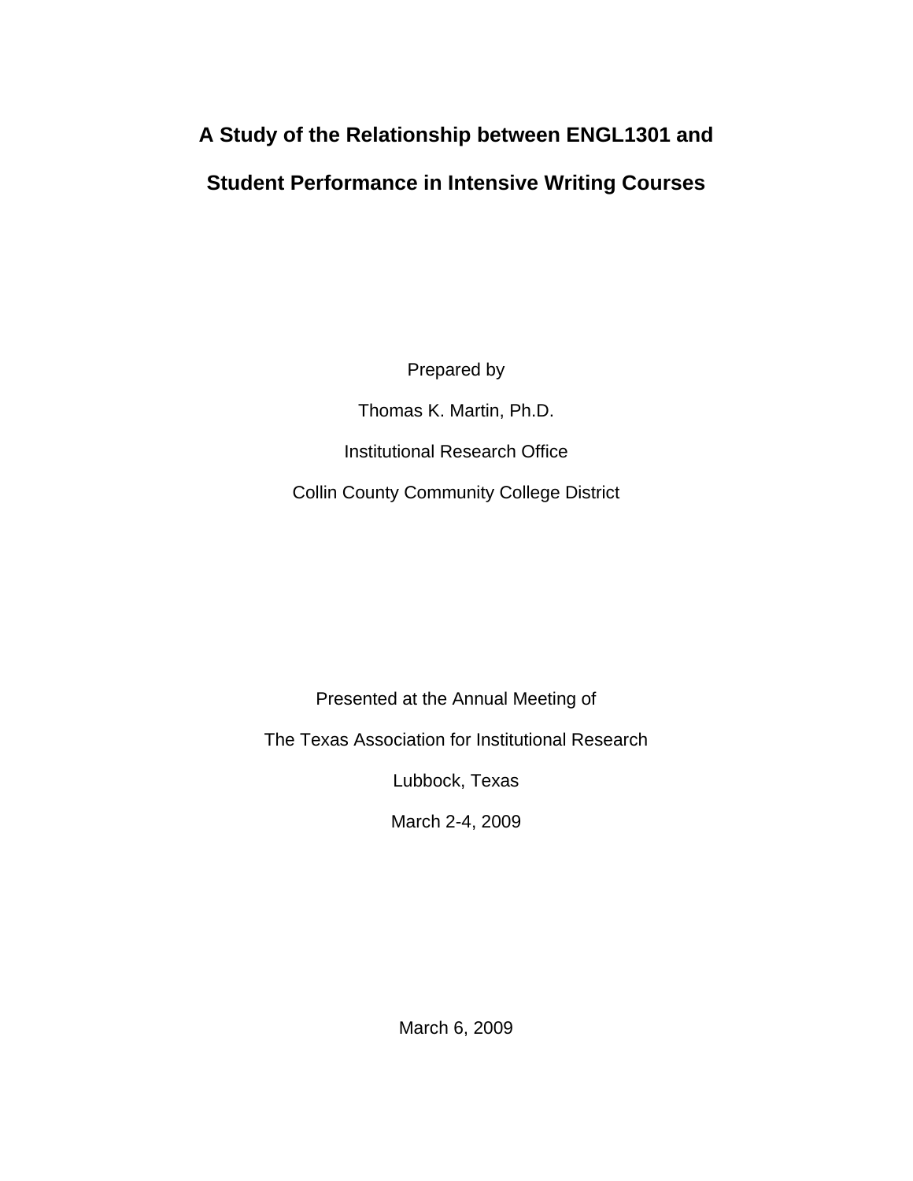# A Study of the Relationship between ENGL1301 and Student Performance in Intensive Writing Courses

Prepared by

Thomas K. Martin, Ph.D.

Institutional Research Office

Collin County Community College District

Presented at the Annual Meeting of

The Texas Association for Institutional Research

Lubbock, Texas

March 2-4, 2009

March 6, 2009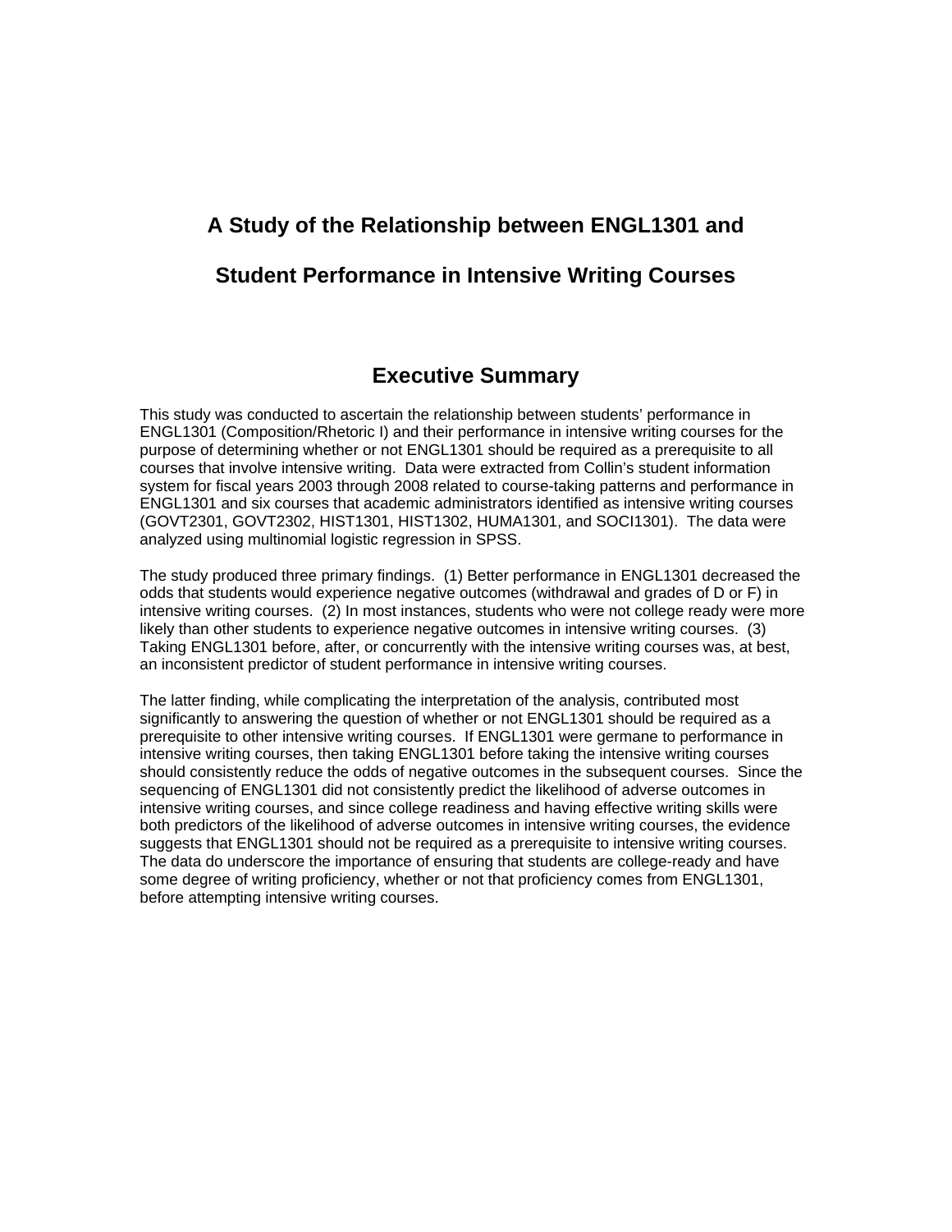# A Study of the Relationship between ENGL1301 and Student Performance in Intensive Writing Courses

## Executive Summary

This study was conducted to ascertain the relationship between students' performance in ENGL1301 (Composition/Rhetoric I) and their performance in intensive writing courses for the purpose of determining whether or not ENGL1301 should be required as a prerequisite to all courses that involve intensive writing. Data were extracted from Collin's student information system for fiscal years 2003 through 2008 related to course-taking patterns and performance in ENGL1301 and six courses that academic administrators identified as intensive writing courses (GOVT2301, GOVT2302, HIST1301, HIST1302, HUMA1301, and SOCI1301). The data were analyzed using multinomial logistic regression in SPSS.

The study produced three primary findings. (1) Better performance in ENGL1301 decreased the odds that students would experience negative outcomes (withdrawal and grades of D or F) in intensive writing courses. (2) In most instances, students who were not college ready were more likely than other students to experience negative outcomes in intensive writing courses. (3) Taking ENGL1301 before, after, or concurrently with the intensive writing courses was, at best, an inconsistent predictor of student performance in intensive writing courses.

The latter finding, while complicating the interpretation of the analysis, contributed most significantly to answering the question of whether or not ENGL1301 should be required as a prerequisite to other intensive writing courses. If ENGL1301 were germane to performance in intensive writing courses, then taking ENGL1301 before taking the intensive writing courses should consistently reduce the odds of negative outcomes in the subsequent courses. Since the sequencing of ENGL1301 did not consistently predict the likelihood of adverse outcomes in intensive writing courses, and since college readiness and having effective writing skills were both predictors of the likelihood of adverse outcomes in intensive writing courses, the evidence suggests that ENGL1301 should not be required as a prerequisite to intensive writing courses. The data do underscore the importance of ensuring that students are college-ready and have some degree of writing proficiency, whether or not that proficiency comes from ENGL1301, before attempting intensive writing courses.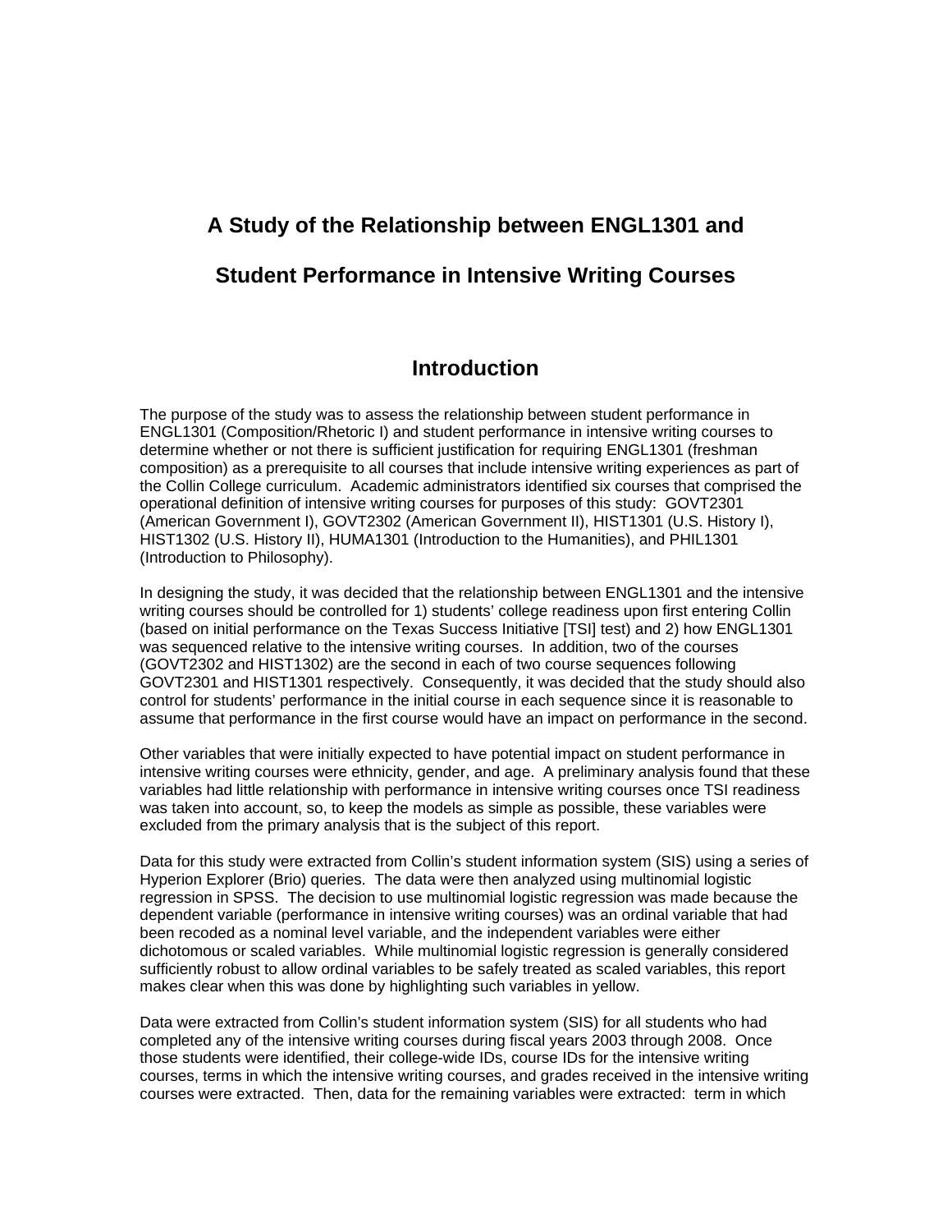# A Study of the Relationship between ENGL1301 and Student Performance in Intensive Writing Courses

## Introduction

The purpose of the study was to assess the relationship between student performance in ENGL1301 (Composition/Rhetoric I) and student performance in intensive writing courses to determine whether or not there is sufficient justification for requiring ENGL1301 (freshman composition) as a prerequisite to all courses that include intensive writing experiences as part of the Collin College curriculum. Academic administrators identified six courses that comprised the operational definition of intensive writing courses for purposes of this study: GOVT2301 (American Government I), GOVT2302 (American Government II), HIST1301 (U.S. History I), HIST1302 (U.S. History II), HUMA1301 (Introduction to the Humanities), and PHIL1301 (Introduction to Philosophy).

In designing the study, it was decided that the relationship between ENGL1301 and the intensive writing courses should be controlled for 1) students' college readiness upon first entering Collin (based on initial performance on the Texas Success Initiative [TSI] test) and 2) how ENGL1301 was sequenced relative to the intensive writing courses. In addition, two of the courses (GOVT2302 and HIST1302) are the second in each of two course sequences following GOVT2301 and HIST1301 respectively. Consequently, it was decided that the study should also control for students' performance in the initial course in each sequence since it is reasonable to assume that performance in the first course would have an impact on performance in the second.

Other variables that were initially expected to have potential impact on student performance in intensive writing courses were ethnicity, gender, and age. A preliminary analysis found that these variables had little relationship with performance in intensive writing courses once TSI readiness was taken into account, so, to keep the models as simple as possible, these variables were excluded from the primary analysis that is the subject of this report.

Data for this study were extracted from Collin's student information system (SIS) using a series of Hyperion Explorer (Brio) queries. The data were then analyzed using multinomial logistic regression in SPSS. The decision to use multinomial logistic regression was made because the dependent variable (performance in intensive writing courses) was an ordinal variable that had been recoded as a nominal level variable, and the independent variables were either dichotomous or scaled variables. While multinomial logistic regression is generally considered sufficiently robust to allow ordinal variables to be safely treated as scaled variables, this report makes clear when this was done by highlighting such variables in yellow.

Data were extracted from Collin's student information system (SIS) for all students who had completed any of the intensive writing courses during fiscal years 2003 through 2008. Once those students were identified, their college-wide IDs, course IDs for the intensive writing courses, terms in which the intensive writing courses, and grades received in the intensive writing courses were extracted. Then, data for the remaining variables were extracted: term in which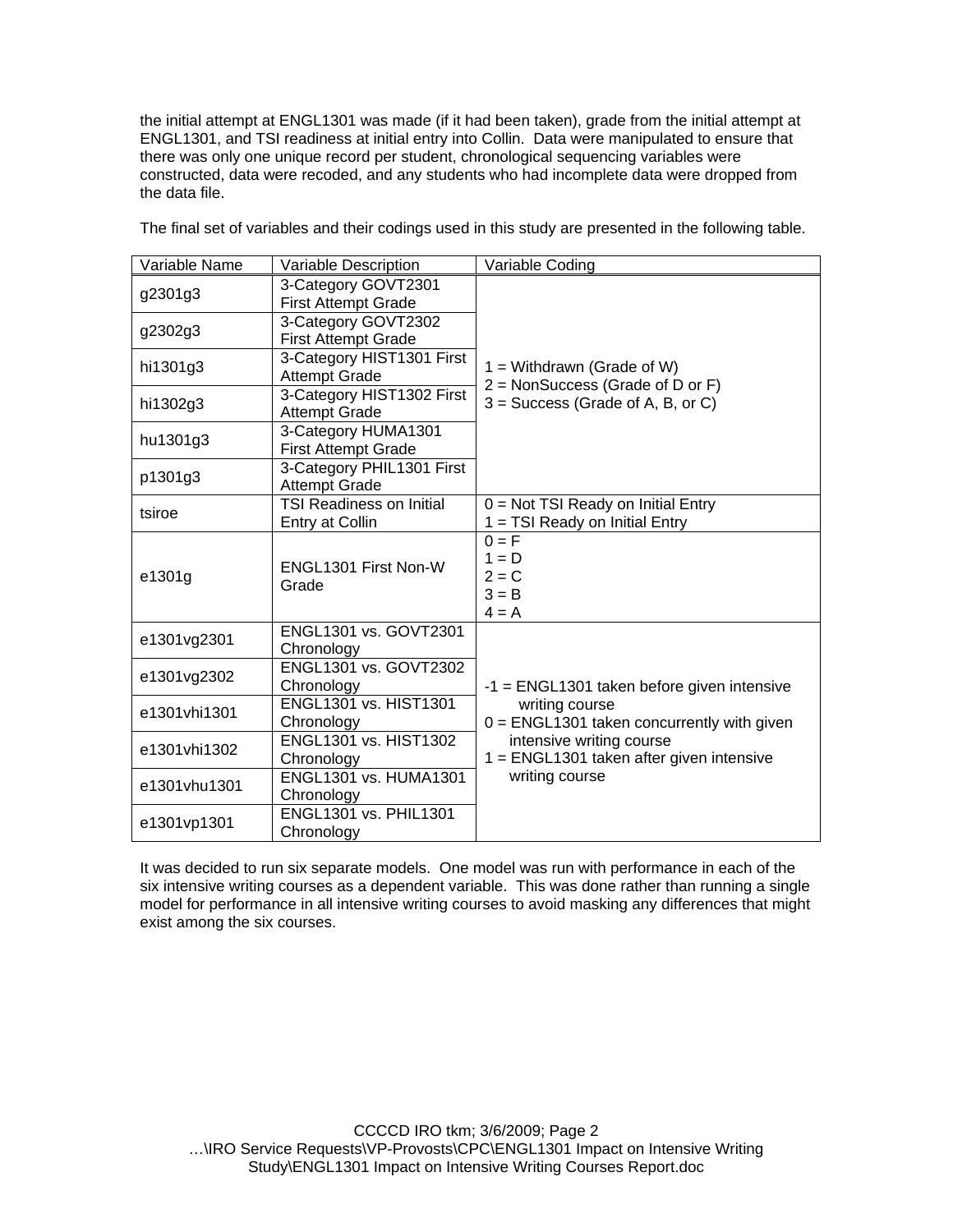the initial attempt at ENGL1301 was made (if it had been taken), grade from the initial attempt at ENGL1301, and TSI readiness at initial entry into Collin. Data were manipulated to ensure that there was only one unique record per student, chronological sequencing variables were constructed, data were recoded, and any students who had incomplete data were dropped from the data file.

The final set of variables and their codings used in this study are presented in the following table.

| Variable Name | Variable Description | Variable Coding |
|---|---|---|
| g2301g3 | 3-Category GOVT2301 First Attempt Grade | 1 = Withdrawn (Grade of W)<br>2 = NonSuccess (Grade of D or F)<br>3 = Success (Grade of A, B, or C) |
| g2302g3 | 3-Category GOVT2302 First Attempt Grade | |
| hi1301g3 | 3-Category HIST1301 First Attempt Grade | |
| hi1302g3 | 3-Category HIST1302 First Attempt Grade | |
| hu1301g3 | 3-Category HUMA1301 First Attempt Grade | |
| p1301g3 | 3-Category PHIL1301 First Attempt Grade | |
| tsiroe | TSI Readiness on Initial Entry at Collin | 0 = Not TSI Ready on Initial Entry<br>1 = TSI Ready on Initial Entry |
| e1301g | ENGL1301 First Non-W Grade | 0 = F<br>1 = D<br>2 = C<br>3 = B<br>4 = A |
| e1301vg2301 | ENGL1301 vs. GOVT2301 Chronology | -1 = ENGL1301 taken before given intensive writing course<br>0 = ENGL1301 taken concurrently with given intensive writing course<br>1 = ENGL1301 taken after given intensive writing course |
| e1301vg2302 | ENGL1301 vs. GOVT2302 Chronology | |
| e1301vhi1301 | ENGL1301 vs. HIST1301 Chronology | |
| e1301vhi1302 | ENGL1301 vs. HIST1302 Chronology | |
| e1301vhu1301 | ENGL1301 vs. HUMA1301 Chronology | |
| e1301vp1301 | ENGL1301 vs. PHIL1301 Chronology | |

It was decided to run six separate models. One model was run with performance in each of the six intensive writing courses as a dependent variable. This was done rather than running a single model for performance in all intensive writing courses to avoid masking any differences that might exist among the six courses.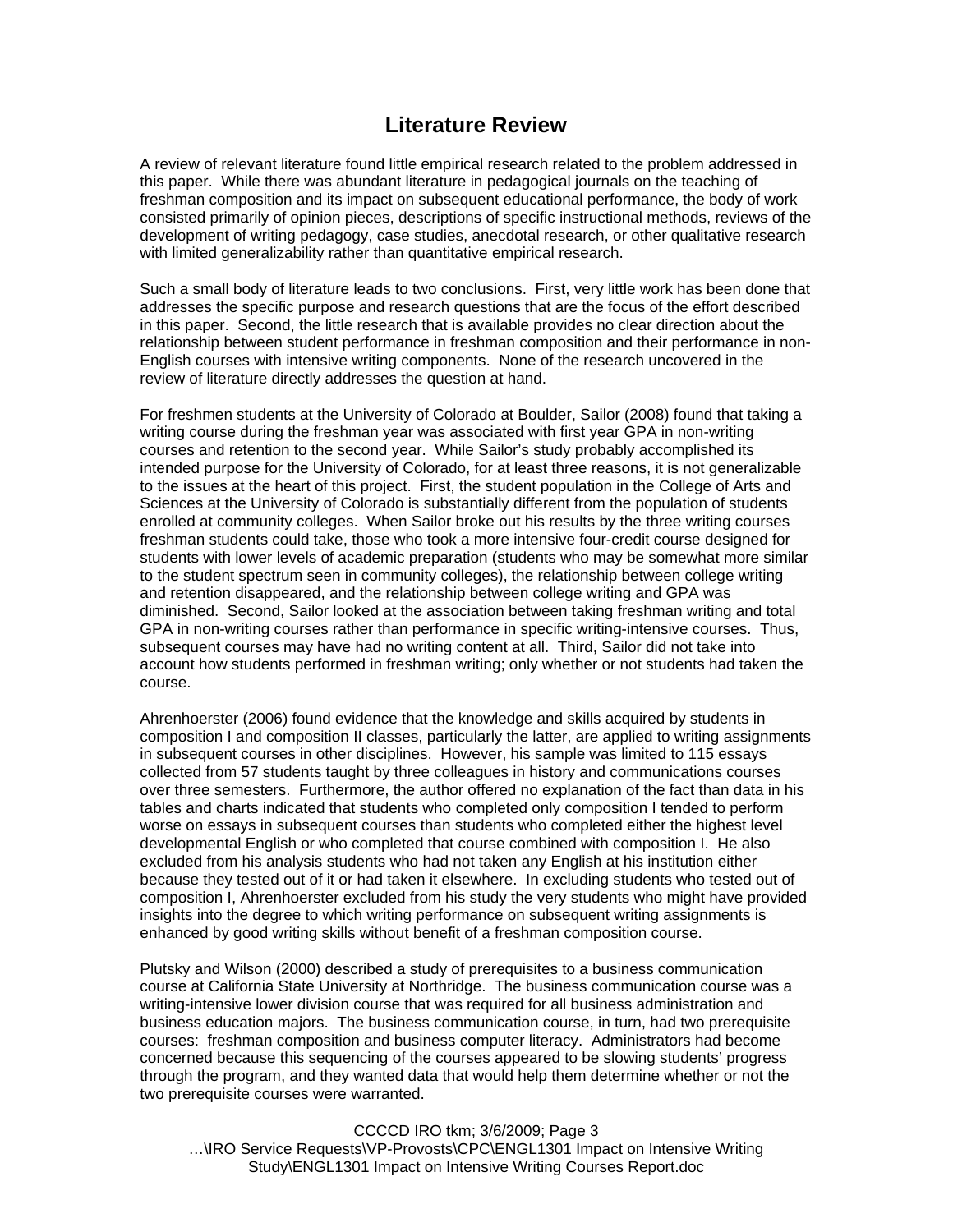## Literature Review

A review of relevant literature found little empirical research related to the problem addressed in this paper. While there was abundant literature in pedagogical journals on the teaching of freshman composition and its impact on subsequent educational performance, the body of work consisted primarily of opinion pieces, descriptions of specific instructional methods, reviews of the development of writing pedagogy, case studies, anecdotal research, or other qualitative research with limited generalizability rather than quantitative empirical research.

Such a small body of literature leads to two conclusions. First, very little work has been done that addresses the specific purpose and research questions that are the focus of the effort described in this paper. Second, the little research that is available provides no clear direction about the relationship between student performance in freshman composition and their performance in non-English courses with intensive writing components. None of the research uncovered in the review of literature directly addresses the question at hand.

For freshmen students at the University of Colorado at Boulder, Sailor (2008) found that taking a writing course during the freshman year was associated with first year GPA in non-writing courses and retention to the second year. While Sailor's study probably accomplished its intended purpose for the University of Colorado, for at least three reasons, it is not generalizable to the issues at the heart of this project. First, the student population in the College of Arts and Sciences at the University of Colorado is substantially different from the population of students enrolled at community colleges. When Sailor broke out his results by the three writing courses freshman students could take, those who took a more intensive four-credit course designed for students with lower levels of academic preparation (students who may be somewhat more similar to the student spectrum seen in community colleges), the relationship between college writing and retention disappeared, and the relationship between college writing and GPA was diminished. Second, Sailor looked at the association between taking freshman writing and total GPA in non-writing courses rather than performance in specific writing-intensive courses. Thus, subsequent courses may have had no writing content at all. Third, Sailor did not take into account how students performed in freshman writing; only whether or not students had taken the course.

Ahrenhoerster (2006) found evidence that the knowledge and skills acquired by students in composition I and composition II classes, particularly the latter, are applied to writing assignments in subsequent courses in other disciplines. However, his sample was limited to 115 essays collected from 57 students taught by three colleagues in history and communications courses over three semesters. Furthermore, the author offered no explanation of the fact than data in his tables and charts indicated that students who completed only composition I tended to perform worse on essays in subsequent courses than students who completed either the highest level developmental English or who completed that course combined with composition I. He also excluded from his analysis students who had not taken any English at his institution either because they tested out of it or had taken it elsewhere. In excluding students who tested out of composition I, Ahrenhoerster excluded from his study the very students who might have provided insights into the degree to which writing performance on subsequent writing assignments is enhanced by good writing skills without benefit of a freshman composition course.

Plutsky and Wilson (2000) described a study of prerequisites to a business communication course at California State University at Northridge. The business communication course was a writing-intensive lower division course that was required for all business administration and business education majors. The business communication course, in turn, had two prerequisite courses: freshman composition and business computer literacy. Administrators had become concerned because this sequencing of the courses appeared to be slowing students' progress through the program, and they wanted data that would help them determine whether or not the two prerequisite courses were warranted.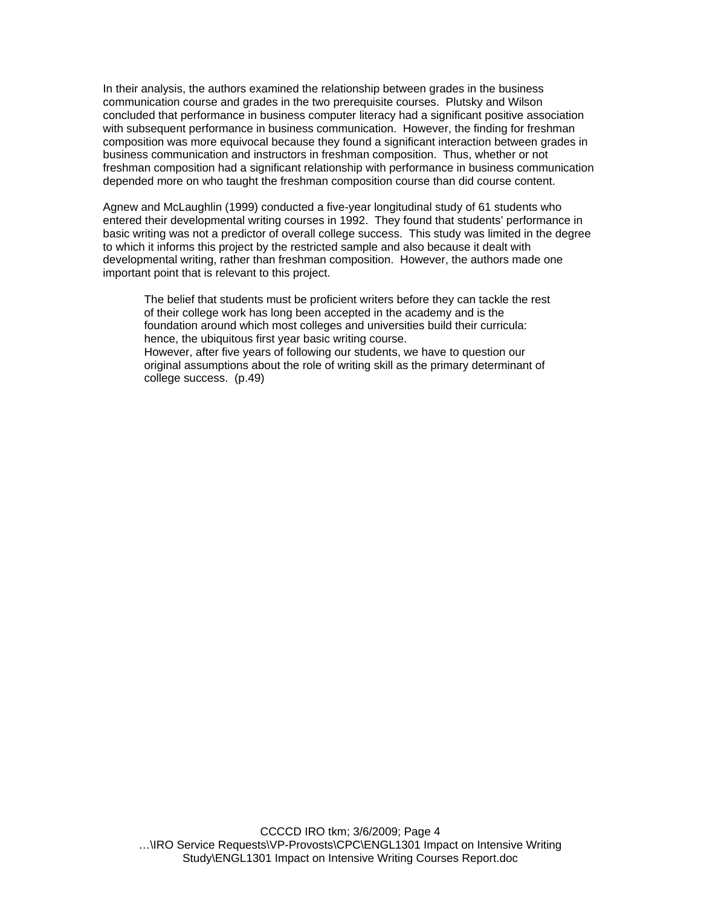In their analysis, the authors examined the relationship between grades in the business communication course and grades in the two prerequisite courses. Plutsky and Wilson concluded that performance in business computer literacy had a significant positive association with subsequent performance in business communication. However, the finding for freshman composition was more equivocal because they found a significant interaction between grades in business communication and instructors in freshman composition. Thus, whether or not freshman composition had a significant relationship with performance in business communication depended more on who taught the freshman composition course than did course content.

Agnew and McLaughlin (1999) conducted a five-year longitudinal study of 61 students who entered their developmental writing courses in 1992. They found that students' performance in basic writing was not a predictor of overall college success. This study was limited in the degree to which it informs this project by the restricted sample and also because it dealt with developmental writing, rather than freshman composition. However, the authors made one important point that is relevant to this project.

> The belief that students must be proficient writers before they can tackle the rest of their college work has long been accepted in the academy and is the foundation around which most colleges and universities build their curricula: hence, the ubiquitous first year basic writing course.
> However, after five years of following our students, we have to question our original assumptions about the role of writing skill as the primary determinant of college success. (p.49)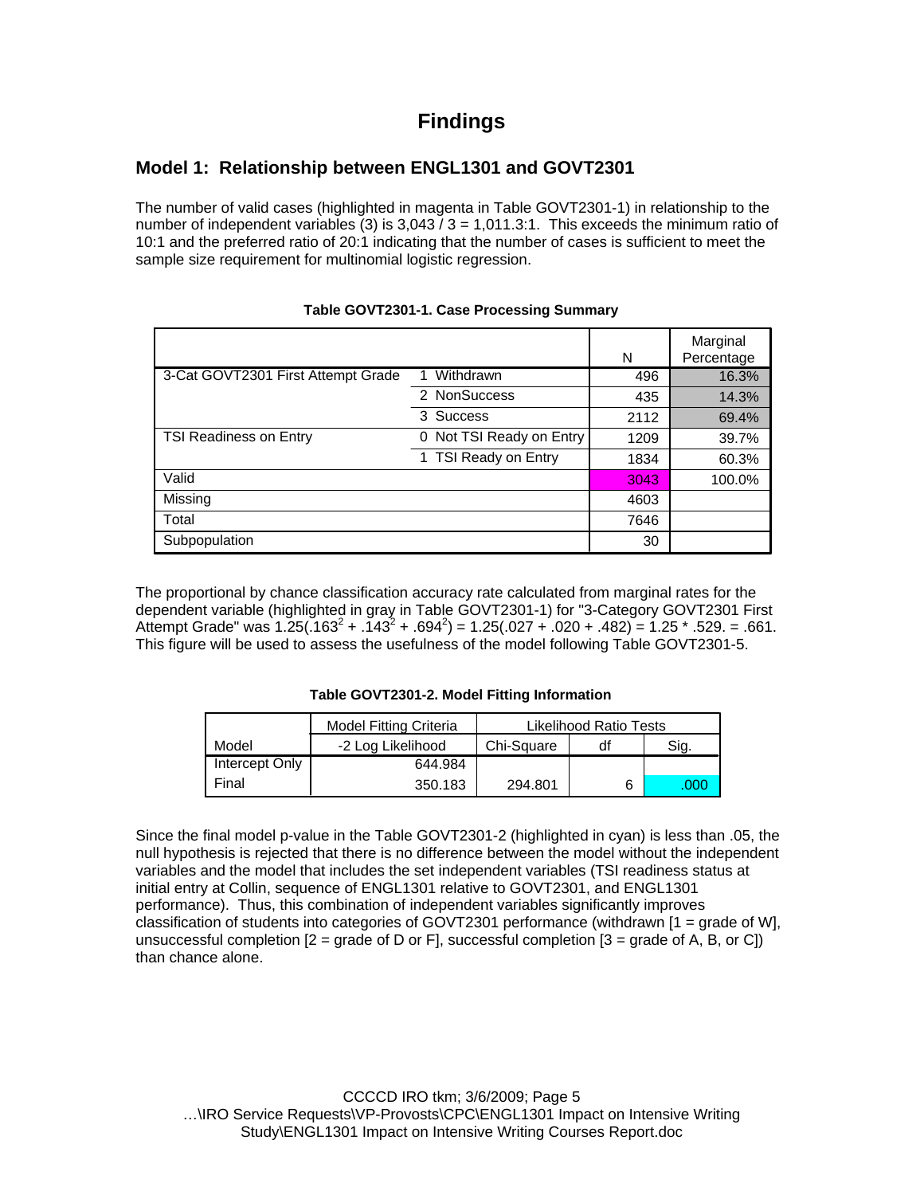# Findings

## Model 1: Relationship between ENGL1301 and GOVT2301

The number of valid cases (highlighted in magenta in Table GOVT2301-1) in relationship to the number of independent variables (3) is 3,043 / 3 = 1,011.3:1. This exceeds the minimum ratio of 10:1 and the preferred ratio of 20:1 indicating that the number of cases is sufficient to meet the sample size requirement for multinomial logistic regression.

**Table GOVT2301-1. Case Processing Summary**

| | | N | Marginal Percentage |
|---|---|---|---|
| 3-Cat GOVT2301 First Attempt Grade | 1 Withdrawn | 496 | 16.3% |
| | 2 NonSuccess | 435 | 14.3% |
| | 3 Success | 2112 | 69.4% |
| TSI Readiness on Entry | 0 Not TSI Ready on Entry | 1209 | 39.7% |
| | 1 TSI Ready on Entry | 1834 | 60.3% |
| Valid | | 3043 | 100.0% |
| Missing | | 4603 | |
| Total | | 7646 | |
| Subpopulation | | 30 | |

The proportional by chance classification accuracy rate calculated from marginal rates for the dependent variable (highlighted in gray in Table GOVT2301-1) for "3-Category GOVT2301 First Attempt Grade" was $1.25(.163^2 + .143^2 + .694^2) = 1.25(.027 + .020 + .482) = 1.25 * .529. = .661$. This figure will be used to assess the usefulness of the model following Table GOVT2301-5.

**Table GOVT2301-2. Model Fitting Information**

| Model | Model Fitting Criteria | Likelihood Ratio Tests | | |
|---|---|---|---|---|
| | -2 Log Likelihood | Chi-Square | df | Sig. |
| Intercept Only | 644.984 | | | |
| Final | 350.183 | 294.801 | 6 | .000 |

Since the final model p-value in the Table GOVT2301-2 (highlighted in cyan) is less than .05, the null hypothesis is rejected that there is no difference between the model without the independent variables and the model that includes the set independent variables (TSI readiness status at initial entry at Collin, sequence of ENGL1301 relative to GOVT2301, and ENGL1301 performance). Thus, this combination of independent variables significantly improves classification of students into categories of GOVT2301 performance (withdrawn [1 = grade of W], unsuccessful completion [2 = grade of D or F], successful completion [3 = grade of A, B, or C]) than chance alone.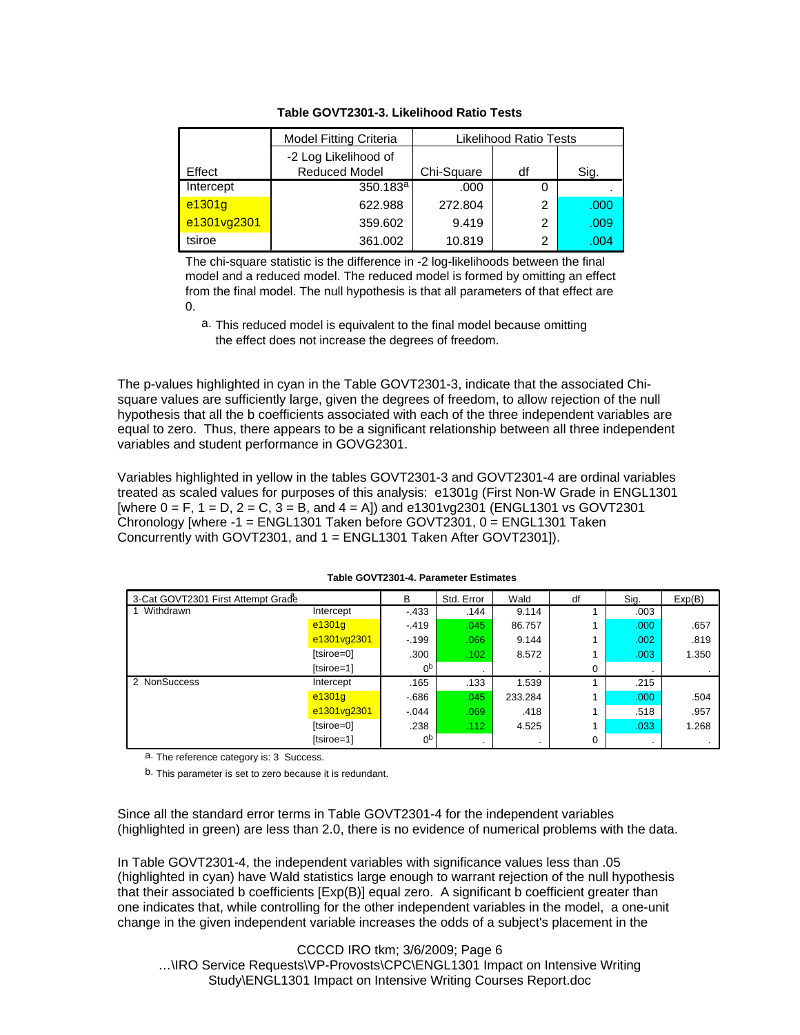**Table GOVT2301-3. Likelihood Ratio Tests**

| Effect | Model Fitting Criteria | Likelihood Ratio Tests | | |
|---|---|---|---|---|
| | -2 Log Likelihood of Reduced Model | Chi-Square | df | Sig. |
| Intercept | 350.183[a] | .000 | 0 | . |
| e1301g | 622.988 | 272.804 | 2 | .000 |
| e1301vg2301 | 359.602 | 9.419 | 2 | .009 |
| tsiroe | 361.002 | 10.819 | 2 | .004 |

The chi-square statistic is the difference in -2 log-likelihoods between the final model and a reduced model. The reduced model is formed by omitting an effect from the final model. The null hypothesis is that all parameters of that effect are 0.

a. This reduced model is equivalent to the final model because omitting the effect does not increase the degrees of freedom.

The p-values highlighted in cyan in the Table GOVT2301-3, indicate that the associated Chi-square values are sufficiently large, given the degrees of freedom, to allow rejection of the null hypothesis that all the b coefficients associated with each of the three independent variables are equal to zero. Thus, there appears to be a significant relationship between all three independent variables and student performance in GOVG2301.

Variables highlighted in yellow in the tables GOVT2301-3 and GOVT2301-4 are ordinal variables treated as scaled values for purposes of this analysis: e1301g (First Non-W Grade in ENGL1301 [where 0 = F, 1 = D, 2 = C, 3 = B, and 4 = A]) and e1301vg2301 (ENGL1301 vs GOVT2301 Chronology [where -1 = ENGL1301 Taken before GOVT2301, 0 = ENGL1301 Taken Concurrently with GOVT2301, and 1 = ENGL1301 Taken After GOVT2301]).

**Table GOVT2301-4. Parameter Estimates**

| 3-Cat GOVT2301 First Attempt Grade[a] | | B | Std. Error | Wald | df | Sig. | Exp(B) |
|---|---|---|---|---|---|---|---|
| 1 Withdrawn | Intercept | -.433 | .144 | 9.114 | 1 | .003 | |
| | e1301g | -.419 | .045 | 86.757 | 1 | .000 | .657 |
| | e1301vg2301 | -.199 | .066 | 9.144 | 1 | .002 | .819 |
| | [tsiroe=0] | .300 | .102 | 8.572 | 1 | .003 | 1.350 |
| | [tsiroe=1] | 0[b] | . | . | 0 | . | . |
| 2 NonSuccess | Intercept | .165 | .133 | 1.539 | 1 | .215 | |
| | e1301g | -.686 | .045 | 233.284 | 1 | .000 | .504 |
| | e1301vg2301 | -.044 | .069 | .418 | 1 | .518 | .957 |
| | [tsiroe=0] | .238 | .112 | 4.525 | 1 | .033 | 1.268 |
| | [tsiroe=1] | 0[b] | . | . | 0 | . | . |

a. The reference category is: 3 Success.

b. This parameter is set to zero because it is redundant.

Since all the standard error terms in Table GOVT2301-4 for the independent variables (highlighted in green) are less than 2.0, there is no evidence of numerical problems with the data.

In Table GOVT2301-4, the independent variables with significance values less than .05 (highlighted in cyan) have Wald statistics large enough to warrant rejection of the null hypothesis that their associated b coefficients [Exp(B)] equal zero. A significant b coefficient greater than one indicates that, while controlling for the other independent variables in the model, a one-unit change in the given independent variable increases the odds of a subject's placement in the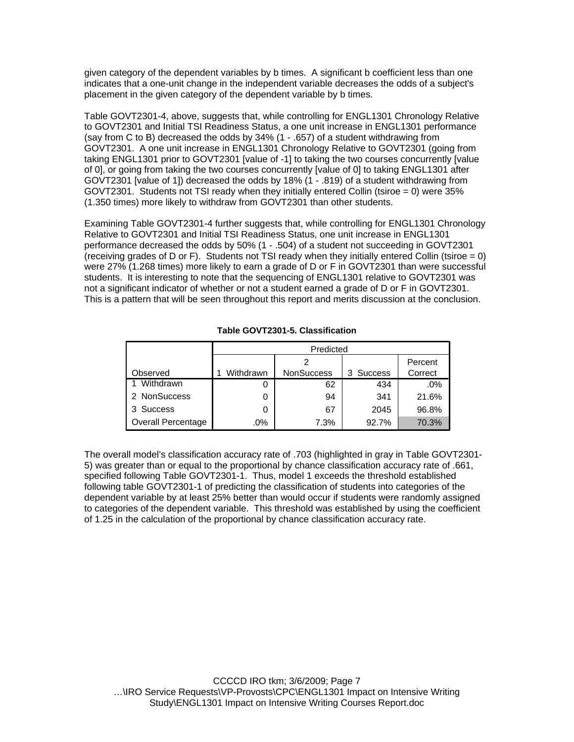given category of the dependent variables by b times. A significant b coefficient less than one indicates that a one-unit change in the independent variable decreases the odds of a subject's placement in the given category of the dependent variable by b times.

Table GOVT2301-4, above, suggests that, while controlling for ENGL1301 Chronology Relative to GOVT2301 and Initial TSI Readiness Status, a one unit increase in ENGL1301 performance (say from C to B) decreased the odds by 34% (1 - .657) of a student withdrawing from GOVT2301. A one unit increase in ENGL1301 Chronology Relative to GOVT2301 (going from taking ENGL1301 prior to GOVT2301 [value of -1] to taking the two courses concurrently [value of 0], or going from taking the two courses concurrently [value of 0] to taking ENGL1301 after GOVT2301 [value of 1]) decreased the odds by 18% (1 - .819) of a student withdrawing from GOVT2301. Students not TSI ready when they initially entered Collin (tsiroe = 0) were 35% (1.350 times) more likely to withdraw from GOVT2301 than other students.

Examining Table GOVT2301-4 further suggests that, while controlling for ENGL1301 Chronology Relative to GOVT2301 and Initial TSI Readiness Status, one unit increase in ENGL1301 performance decreased the odds by 50% (1 - .504) of a student not succeeding in GOVT2301 (receiving grades of D or F). Students not TSI ready when they initially entered Collin (tsiroe = 0) were 27% (1.268 times) more likely to earn a grade of D or F in GOVT2301 than were successful students. It is interesting to note that the sequencing of ENGL1301 relative to GOVT2301 was not a significant indicator of whether or not a student earned a grade of D or F in GOVT2301. This is a pattern that will be seen throughout this report and merits discussion at the conclusion.

**Table GOVT2301-5. Classification**

| | Predicted | | | |
|---|---|---|---|---|
| Observed | 1 Withdrawn | 2 NonSuccess | 3 Success | Percent Correct |
| 1 Withdrawn | 0 | 62 | 434 | .0% |
| 2 NonSuccess | 0 | 94 | 341 | 21.6% |
| 3 Success | 0 | 67 | 2045 | 96.8% |
| Overall Percentage | .0% | 7.3% | 92.7% | 70.3% |

The overall model's classification accuracy rate of .703 (highlighted in gray in Table GOVT2301-5) was greater than or equal to the proportional by chance classification accuracy rate of .661, specified following Table GOVT2301-1. Thus, model 1 exceeds the threshold established following table GOVT2301-1 of predicting the classification of students into categories of the dependent variable by at least 25% better than would occur if students were randomly assigned to categories of the dependent variable. This threshold was established by using the coefficient of 1.25 in the calculation of the proportional by chance classification accuracy rate.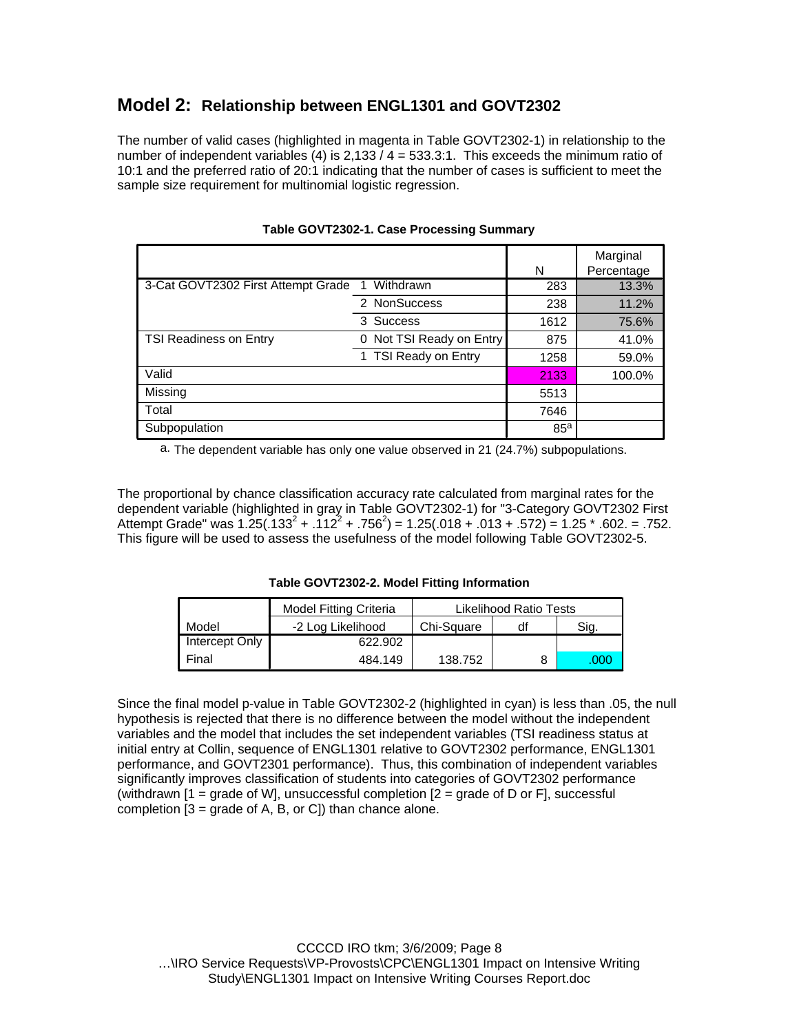## Model 2: Relationship between ENGL1301 and GOVT2302

The number of valid cases (highlighted in magenta in Table GOVT2302-1) in relationship to the number of independent variables (4) is 2,133 / 4 = 533.3:1. This exceeds the minimum ratio of 10:1 and the preferred ratio of 20:1 indicating that the number of cases is sufficient to meet the sample size requirement for multinomial logistic regression.

**Table GOVT2302-1. Case Processing Summary**

| | | N | Marginal Percentage |
|---|---|---|---|
| 3-Cat GOVT2302 First Attempt Grade | 1 Withdrawn | 283 | 13.3% |
| | 2 NonSuccess | 238 | 11.2% |
| | 3 Success | 1612 | 75.6% |
| TSI Readiness on Entry | 0 Not TSI Ready on Entry | 875 | 41.0% |
| | 1 TSI Ready on Entry | 1258 | 59.0% |
| Valid | | 2133 | 100.0% |
| Missing | | 5513 | |
| Total | | 7646 | |
| Subpopulation | | 85[a] | |

a. The dependent variable has only one value observed in 21 (24.7%) subpopulations.

The proportional by chance classification accuracy rate calculated from marginal rates for the dependent variable (highlighted in gray in Table GOVT2302-1) for "3-Category GOVT2302 First Attempt Grade" was $1.25(.133^2 + .112^2 + .756^2) = 1.25(.018 + .013 + .572) = 1.25 * .602. = .752$. This figure will be used to assess the usefulness of the model following Table GOVT2302-5.

**Table GOVT2302-2. Model Fitting Information**

| | Model Fitting Criteria | Likelihood Ratio Tests | | |
|---|---|---|---|---|
| Model | -2 Log Likelihood | Chi-Square | df | Sig. |
| Intercept Only | 622.902 | | | |
| Final | 484.149 | 138.752 | 8 | .000 |

Since the final model p-value in Table GOVT2302-2 (highlighted in cyan) is less than .05, the null hypothesis is rejected that there is no difference between the model without the independent variables and the model that includes the set independent variables (TSI readiness status at initial entry at Collin, sequence of ENGL1301 relative to GOVT2302 performance, ENGL1301 performance, and GOVT2301 performance). Thus, this combination of independent variables significantly improves classification of students into categories of GOVT2302 performance (withdrawn [1 = grade of W], unsuccessful completion [2 = grade of D or F], successful completion [3 = grade of A, B, or C]) than chance alone.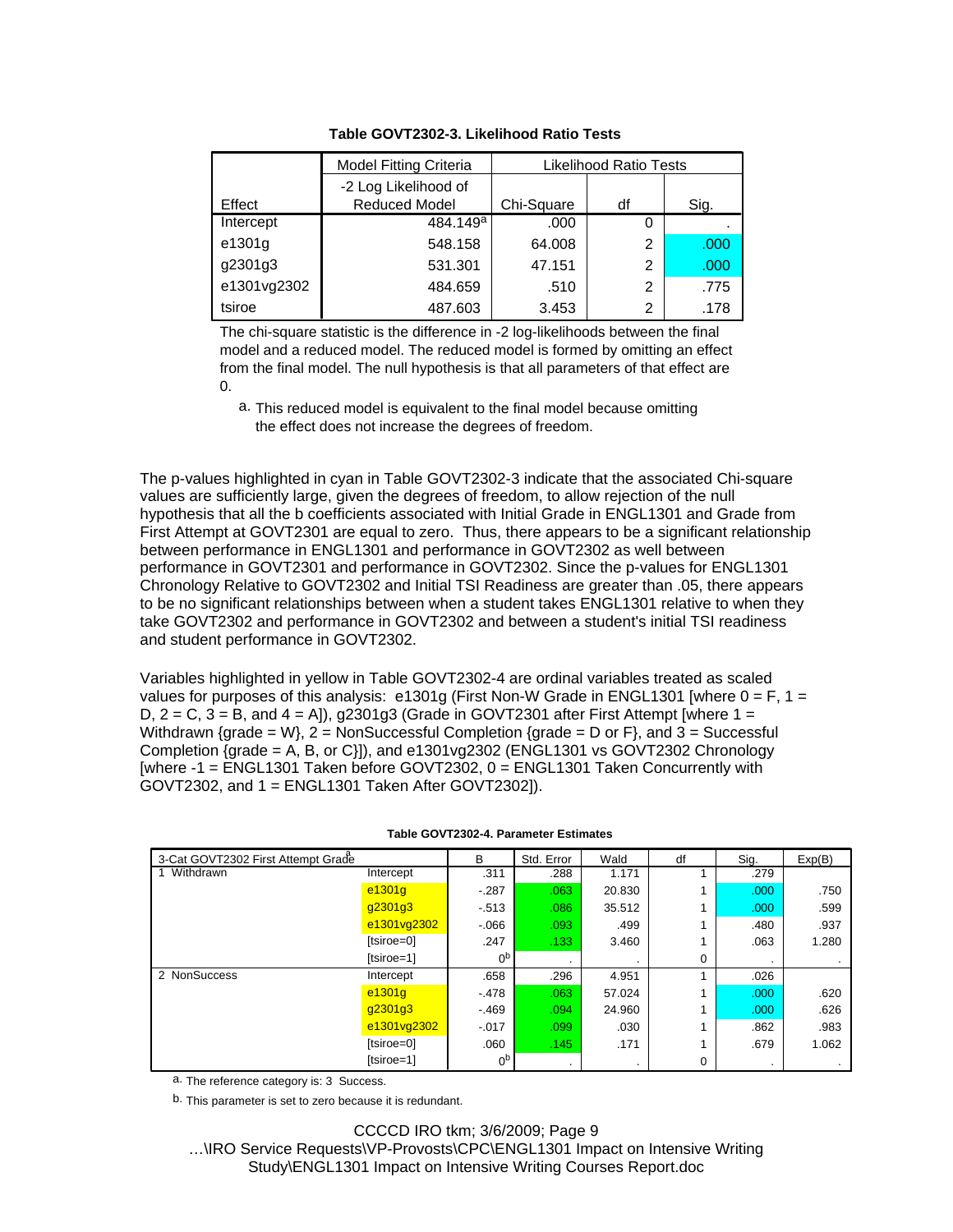**Table GOVT2302-3. Likelihood Ratio Tests**

| | Model Fitting Criteria | Likelihood Ratio Tests | | |
|---|---|---|---|---|
| Effect | -2 Log Likelihood of Reduced Model | Chi-Square | df | Sig. |
| Intercept | 484.149[a] | .000 | 0 | . |
| e1301g | 548.158 | 64.008 | 2 | .000 |
| g2301g3 | 531.301 | 47.151 | 2 | .000 |
| e1301vg2302 | 484.659 | .510 | 2 | .775 |
| tsiroe | 487.603 | 3.453 | 2 | .178 |

The chi-square statistic is the difference in -2 log-likelihoods between the final model and a reduced model. The reduced model is formed by omitting an effect from the final model. The null hypothesis is that all parameters of that effect are 0.

a. This reduced model is equivalent to the final model because omitting the effect does not increase the degrees of freedom.

The p-values highlighted in cyan in Table GOVT2302-3 indicate that the associated Chi-square values are sufficiently large, given the degrees of freedom, to allow rejection of the null hypothesis that all the b coefficients associated with Initial Grade in ENGL1301 and Grade from First Attempt at GOVT2301 are equal to zero. Thus, there appears to be a significant relationship between performance in ENGL1301 and performance in GOVT2302 as well between performance in GOVT2301 and performance in GOVT2302. Since the p-values for ENGL1301 Chronology Relative to GOVT2302 and Initial TSI Readiness are greater than .05, there appears to be no significant relationships between when a student takes ENGL1301 relative to when they take GOVT2302 and performance in GOVT2302 and between a student's initial TSI readiness and student performance in GOVT2302.

Variables highlighted in yellow in Table GOVT2302-4 are ordinal variables treated as scaled values for purposes of this analysis: e1301g (First Non-W Grade in ENGL1301 [where 0 = F, 1 = D, 2 = C, 3 = B, and 4 = A]), g2301g3 (Grade in GOVT2301 after First Attempt [where 1 = Withdrawn {grade = W}, 2 = NonSuccessful Completion {grade = D or F}, and 3 = Successful Completion {grade = A, B, or C}]), and e1301vg2302 (ENGL1301 vs GOVT2302 Chronology [where -1 = ENGL1301 Taken before GOVT2302, 0 = ENGL1301 Taken Concurrently with GOVT2302, and 1 = ENGL1301 Taken After GOVT2302]).

**Table GOVT2302-4. Parameter Estimates**

| 3-Cat GOVT2302 First Attempt Grade[a] | | B | Std. Error | Wald | df | Sig. | Exp(B) |
|---|---|---|---|---|---|---|---|
| 1 Withdrawn | Intercept | .311 | .288 | 1.171 | 1 | .279 | |
| | e1301g | -.287 | .063 | 20.830 | 1 | .000 | .750 |
| | g2301g3 | -.513 | .086 | 35.512 | 1 | .000 | .599 |
| | e1301vg2302 | -.066 | .093 | .499 | 1 | .480 | .937 |
| | [tsiroe=0] | .247 | .133 | 3.460 | 1 | .063 | 1.280 |
| | [tsiroe=1] | 0[b] | . | . | 0 | . | . |
| 2 NonSuccess | Intercept | .658 | .296 | 4.951 | 1 | .026 | |
| | e1301g | -.478 | .063 | 57.024 | 1 | .000 | .620 |
| | g2301g3 | -.469 | .094 | 24.960 | 1 | .000 | .626 |
| | e1301vg2302 | -.017 | .099 | .030 | 1 | .862 | .983 |
| | [tsiroe=0] | .060 | .145 | .171 | 1 | .679 | 1.062 |
| | [tsiroe=1] | 0[b] | . | . | 0 | . | . |

a. The reference category is: 3 Success.

b. This parameter is set to zero because it is redundant.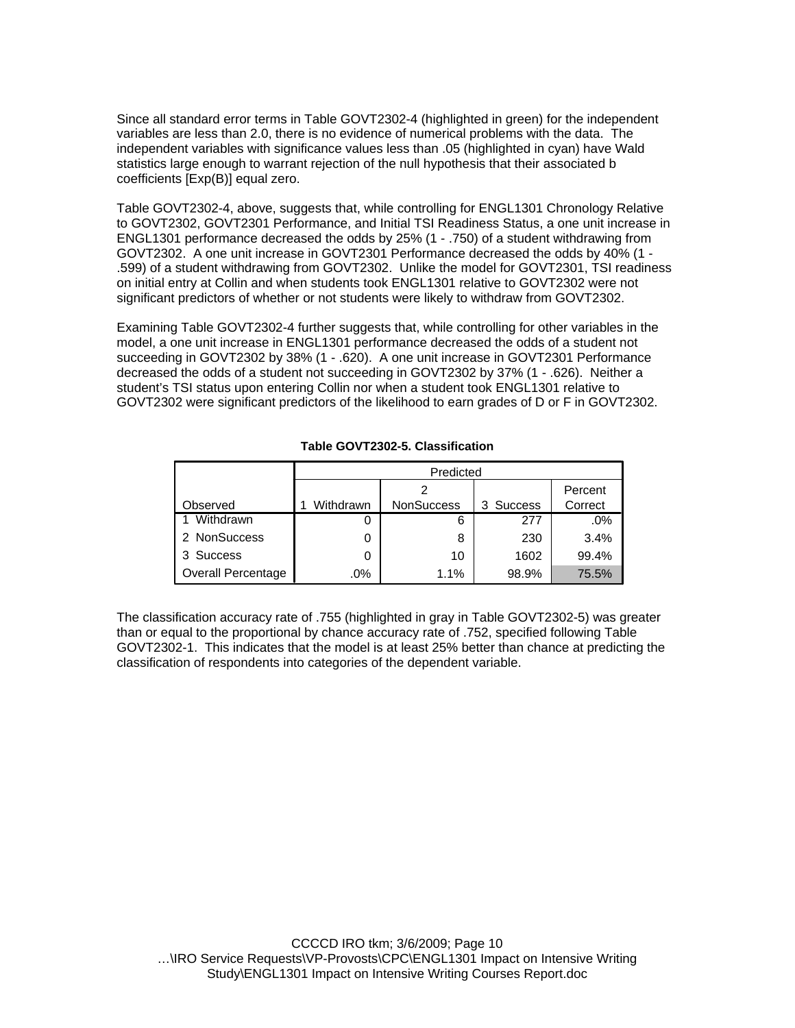Since all standard error terms in Table GOVT2302-4 (highlighted in green) for the independent variables are less than 2.0, there is no evidence of numerical problems with the data. The independent variables with significance values less than .05 (highlighted in cyan) have Wald statistics large enough to warrant rejection of the null hypothesis that their associated b coefficients [Exp(B)] equal zero.

Table GOVT2302-4, above, suggests that, while controlling for ENGL1301 Chronology Relative to GOVT2302, GOVT2301 Performance, and Initial TSI Readiness Status, a one unit increase in ENGL1301 performance decreased the odds by 25% (1 - .750) of a student withdrawing from GOVT2302. A one unit increase in GOVT2301 Performance decreased the odds by 40% (1 - .599) of a student withdrawing from GOVT2302. Unlike the model for GOVT2301, TSI readiness on initial entry at Collin and when students took ENGL1301 relative to GOVT2302 were not significant predictors of whether or not students were likely to withdraw from GOVT2302.

Examining Table GOVT2302-4 further suggests that, while controlling for other variables in the model, a one unit increase in ENGL1301 performance decreased the odds of a student not succeeding in GOVT2302 by 38% (1 - .620). A one unit increase in GOVT2301 Performance decreased the odds of a student not succeeding in GOVT2302 by 37% (1 - .626). Neither a student's TSI status upon entering Collin nor when a student took ENGL1301 relative to GOVT2302 were significant predictors of the likelihood to earn grades of D or F in GOVT2302.

**Table GOVT2302-5. Classification**

| | Predicted | | | |
|---|---|---|---|---|
| Observed | 1 Withdrawn | 2 NonSuccess | 3 Success | Percent Correct |
| 1 Withdrawn | 0 | 6 | 277 | .0% |
| 2 NonSuccess | 0 | 8 | 230 | 3.4% |
| 3 Success | 0 | 10 | 1602 | 99.4% |
| Overall Percentage | .0% | 1.1% | 98.9% | 75.5% |

The classification accuracy rate of .755 (highlighted in gray in Table GOVT2302-5) was greater than or equal to the proportional by chance accuracy rate of .752, specified following Table GOVT2302-1. This indicates that the model is at least 25% better than chance at predicting the classification of respondents into categories of the dependent variable.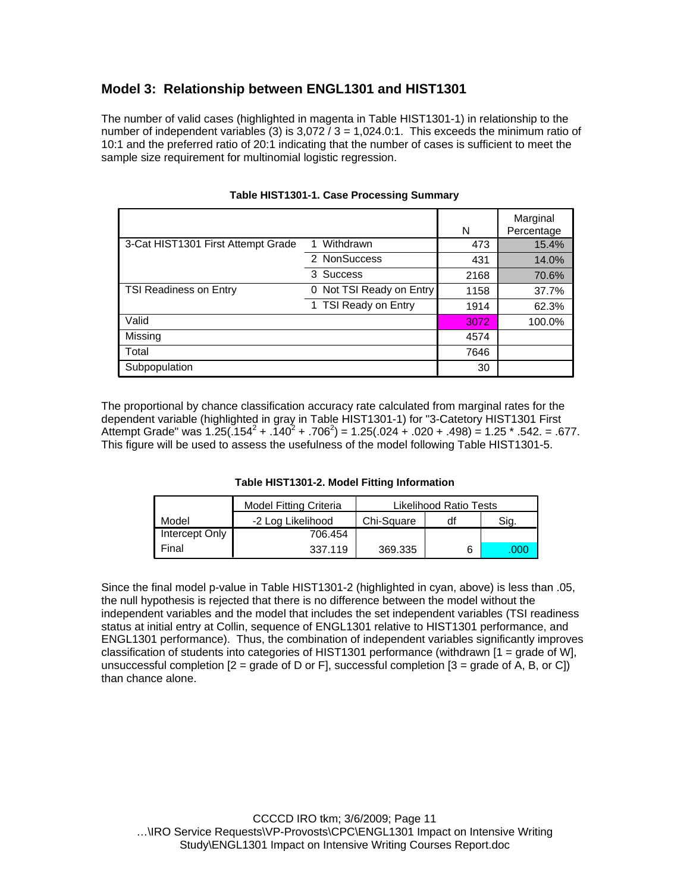## Model 3: Relationship between ENGL1301 and HIST1301

The number of valid cases (highlighted in magenta in Table HIST1301-1) in relationship to the number of independent variables (3) is 3,072 / 3 = 1,024.0:1. This exceeds the minimum ratio of 10:1 and the preferred ratio of 20:1 indicating that the number of cases is sufficient to meet the sample size requirement for multinomial logistic regression.

**Table HIST1301-1. Case Processing Summary**

| | | N | Marginal Percentage |
|---|---|---|---|
| 3-Cat HIST1301 First Attempt Grade | 1 Withdrawn | 473 | 15.4% |
| | 2 NonSuccess | 431 | 14.0% |
| | 3 Success | 2168 | 70.6% |
| TSI Readiness on Entry | 0 Not TSI Ready on Entry | 1158 | 37.7% |
| | 1 TSI Ready on Entry | 1914 | 62.3% |
| Valid | | 3072 | 100.0% |
| Missing | | 4574 | |
| Total | | 7646 | |
| Subpopulation | | 30 | |

The proportional by chance classification accuracy rate calculated from marginal rates for the dependent variable (highlighted in gray in Table HIST1301-1) for "3-Catetory HIST1301 First Attempt Grade" was $1.25(.154^2 + .140^2 + .706^2) = 1.25(.024 + .020 + .498) = 1.25 * .542. = .677$. This figure will be used to assess the usefulness of the model following Table HIST1301-5.

**Table HIST1301-2. Model Fitting Information**

| | Model Fitting Criteria | Likelihood Ratio Tests | | |
|---|---|---|---|---|
| Model | -2 Log Likelihood | Chi-Square | df | Sig. |
| Intercept Only | 706.454 | | | |
| Final | 337.119 | 369.335 | 6 | .000 |

Since the final model p-value in Table HIST1301-2 (highlighted in cyan, above) is less than .05, the null hypothesis is rejected that there is no difference between the model without the independent variables and the model that includes the set independent variables (TSI readiness status at initial entry at Collin, sequence of ENGL1301 relative to HIST1301 performance, and ENGL1301 performance). Thus, the combination of independent variables significantly improves classification of students into categories of HIST1301 performance (withdrawn [1 = grade of W], unsuccessful completion [2 = grade of D or F], successful completion [3 = grade of A, B, or C]) than chance alone.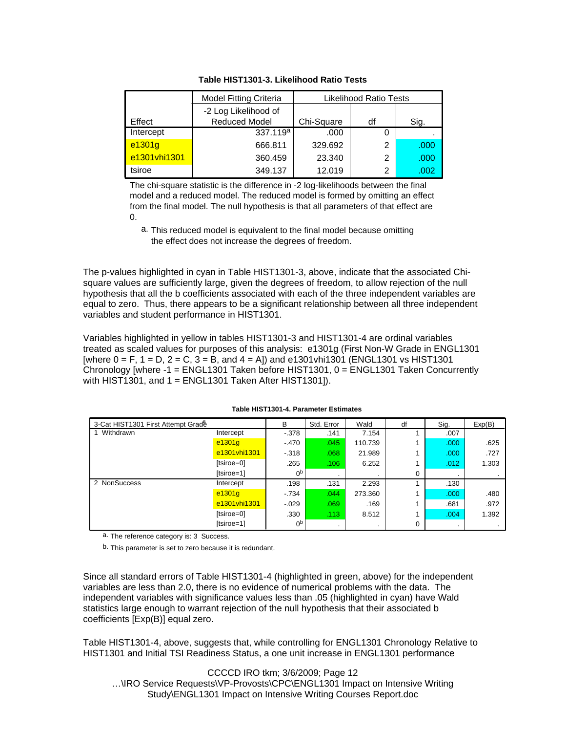**Table HIST1301-3. Likelihood Ratio Tests**

| Effect | Model Fitting Criteria | Likelihood Ratio Tests | | |
|---|---|---|---|---|
| | -2 Log Likelihood of Reduced Model | Chi-Square | df | Sig. |
| Intercept | 337.119[a] | .000 | 0 | . |
| e1301g | 666.811 | 329.692 | 2 | .000 |
| e1301vhi1301 | 360.459 | 23.340 | 2 | .000 |
| tsiroe | 349.137 | 12.019 | 2 | .002 |

The chi-square statistic is the difference in -2 log-likelihoods between the final model and a reduced model. The reduced model is formed by omitting an effect from the final model. The null hypothesis is that all parameters of that effect are 0.

a. This reduced model is equivalent to the final model because omitting the effect does not increase the degrees of freedom.

The p-values highlighted in cyan in Table HIST1301-3, above, indicate that the associated Chi-square values are sufficiently large, given the degrees of freedom, to allow rejection of the null hypothesis that all the b coefficients associated with each of the three independent variables are equal to zero. Thus, there appears to be a significant relationship between all three independent variables and student performance in HIST1301.

Variables highlighted in yellow in tables HIST1301-3 and HIST1301-4 are ordinal variables treated as scaled values for purposes of this analysis: e1301g (First Non-W Grade in ENGL1301 [where 0 = F, 1 = D, 2 = C, 3 = B, and 4 = A]) and e1301vhi1301 (ENGL1301 vs HIST1301 Chronology [where -1 = ENGL1301 Taken before HIST1301, 0 = ENGL1301 Taken Concurrently with HIST1301, and 1 = ENGL1301 Taken After HIST1301]).

**Table HIST1301-4. Parameter Estimates**

| 3-Cat HIST1301 First Attempt Grade[a] | | B | Std. Error | Wald | df | Sig. | Exp(B) |
|---|---|---|---|---|---|---|---|
| 1 Withdrawn | Intercept | -.378 | .141 | 7.154 | 1 | .007 | |
| | e1301g | -.470 | .045 | 110.739 | 1 | .000 | .625 |
| | e1301vhi1301 | -.318 | .068 | 21.989 | 1 | .000 | .727 |
| | [tsiroe=0] | .265 | .106 | 6.252 | 1 | .012 | 1.303 |
| | [tsiroe=1] | 0[b] | . | . | 0 | . | . |
| 2 NonSuccess | Intercept | .198 | .131 | 2.293 | 1 | .130 | |
| | e1301g | -.734 | .044 | 273.360 | 1 | .000 | .480 |
| | e1301vhi1301 | -.029 | .069 | .169 | 1 | .681 | .972 |
| | [tsiroe=0] | .330 | .113 | 8.512 | 1 | .004 | 1.392 |
| | [tsiroe=1] | 0[b] | . | . | 0 | . | . |

a. The reference category is: 3 Success.

b. This parameter is set to zero because it is redundant.

Since all standard errors of Table HIST1301-4 (highlighted in green, above) for the independent variables are less than 2.0, there is no evidence of numerical problems with the data. The independent variables with significance values less than .05 (highlighted in cyan) have Wald statistics large enough to warrant rejection of the null hypothesis that their associated b coefficients [Exp(B)] equal zero.

Table HIST1301-4, above, suggests that, while controlling for ENGL1301 Chronology Relative to HIST1301 and Initial TSI Readiness Status, a one unit increase in ENGL1301 performance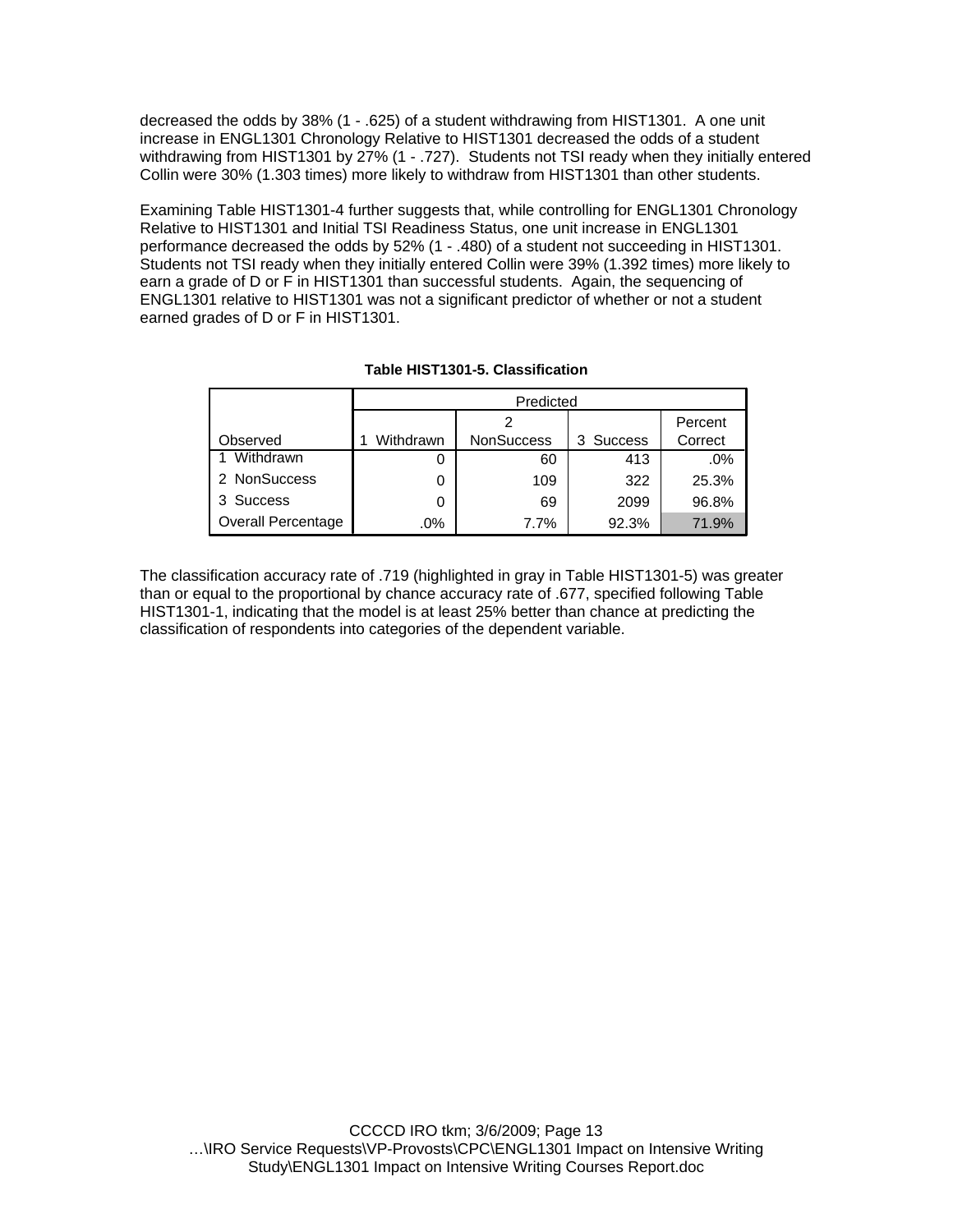decreased the odds by 38% (1 - .625) of a student withdrawing from HIST1301. A one unit increase in ENGL1301 Chronology Relative to HIST1301 decreased the odds of a student withdrawing from HIST1301 by 27% (1 - .727). Students not TSI ready when they initially entered Collin were 30% (1.303 times) more likely to withdraw from HIST1301 than other students.

Examining Table HIST1301-4 further suggests that, while controlling for ENGL1301 Chronology Relative to HIST1301 and Initial TSI Readiness Status, one unit increase in ENGL1301 performance decreased the odds by 52% (1 - .480) of a student not succeeding in HIST1301. Students not TSI ready when they initially entered Collin were 39% (1.392 times) more likely to earn a grade of D or F in HIST1301 than successful students. Again, the sequencing of ENGL1301 relative to HIST1301 was not a significant predictor of whether or not a student earned grades of D or F in HIST1301.

**Table HIST1301-5. Classification**

| | Predicted | | | |
|---|---|---|---|---|
| Observed | 1 Withdrawn | 2 NonSuccess | 3 Success | Percent Correct |
| 1 Withdrawn | 0 | 60 | 413 | .0% |
| 2 NonSuccess | 0 | 109 | 322 | 25.3% |
| 3 Success | 0 | 69 | 2099 | 96.8% |
| Overall Percentage | .0% | 7.7% | 92.3% | 71.9% |

The classification accuracy rate of .719 (highlighted in gray in Table HIST1301-5) was greater than or equal to the proportional by chance accuracy rate of .677, specified following Table HIST1301-1, indicating that the model is at least 25% better than chance at predicting the classification of respondents into categories of the dependent variable.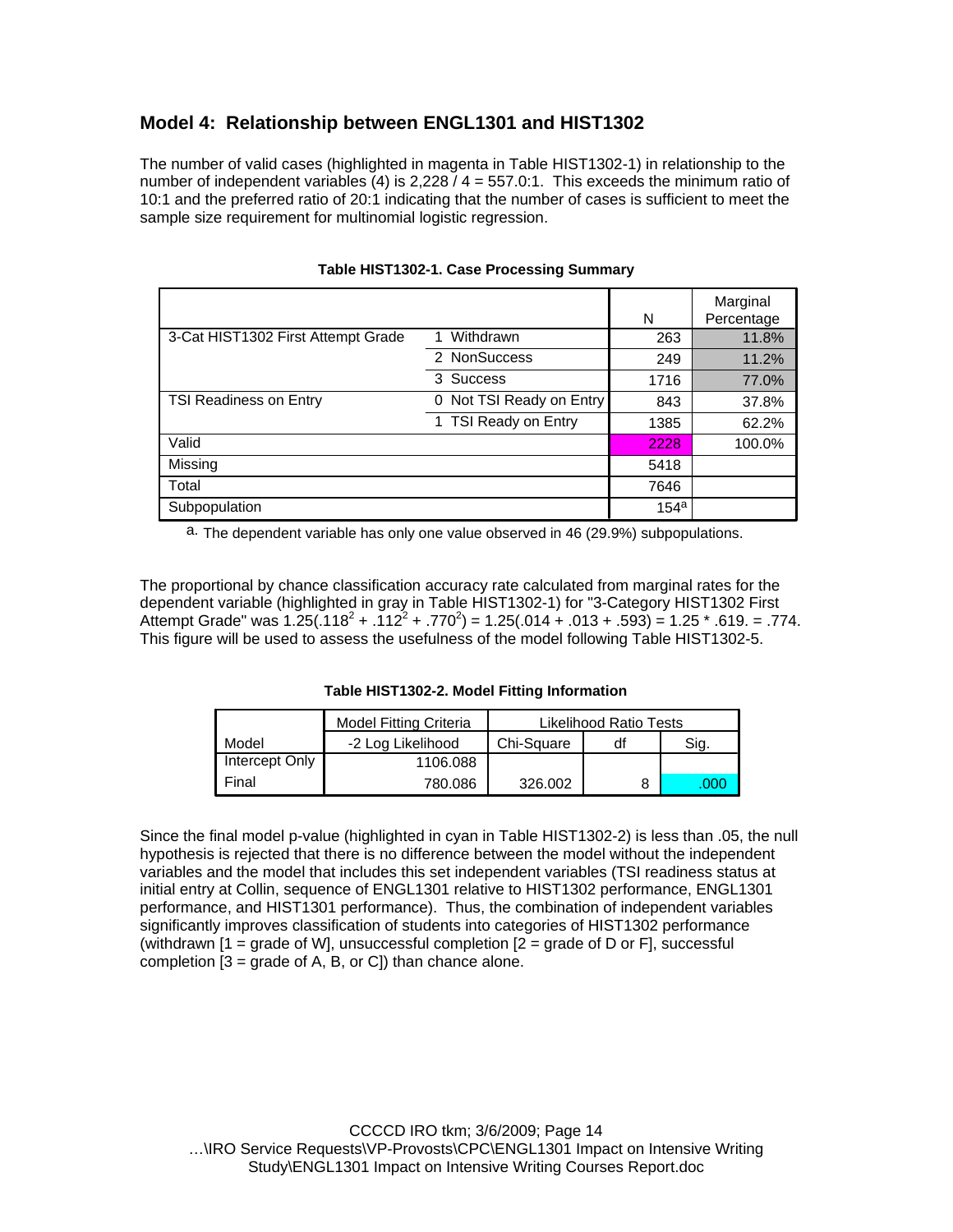## Model 4: Relationship between ENGL1301 and HIST1302

The number of valid cases (highlighted in magenta in Table HIST1302-1) in relationship to the number of independent variables (4) is 2,228 / 4 = 557.0:1. This exceeds the minimum ratio of 10:1 and the preferred ratio of 20:1 indicating that the number of cases is sufficient to meet the sample size requirement for multinomial logistic regression.

**Table HIST1302-1. Case Processing Summary**

| | | N | Marginal Percentage |
|---|---|---|---|
| 3-Cat HIST1302 First Attempt Grade | 1 Withdrawn | 263 | 11.8% |
| | 2 NonSuccess | 249 | 11.2% |
| | 3 Success | 1716 | 77.0% |
| TSI Readiness on Entry | 0 Not TSI Ready on Entry | 843 | 37.8% |
| | 1 TSI Ready on Entry | 1385 | 62.2% |
| Valid | | 2228 | 100.0% |
| Missing | | 5418 | |
| Total | | 7646 | |
| Subpopulation | | 154[a] | |

a. The dependent variable has only one value observed in 46 (29.9%) subpopulations.

The proportional by chance classification accuracy rate calculated from marginal rates for the dependent variable (highlighted in gray in Table HIST1302-1) for "3-Category HIST1302 First Attempt Grade" was $1.25(.118^2 + .112^2 + .770^2) = 1.25(.014 + .013 + .593) = 1.25 * .619. = .774$. This figure will be used to assess the usefulness of the model following Table HIST1302-5.

**Table HIST1302-2. Model Fitting Information**

| | Model Fitting Criteria | Likelihood Ratio Tests | | |
|---|---|---|---|---|
| Model | -2 Log Likelihood | Chi-Square | df | Sig. |
| Intercept Only | 1106.088 | | | |
| Final | 780.086 | 326.002 | 8 | .000 |

Since the final model p-value (highlighted in cyan in Table HIST1302-2) is less than .05, the null hypothesis is rejected that there is no difference between the model without the independent variables and the model that includes this set independent variables (TSI readiness status at initial entry at Collin, sequence of ENGL1301 relative to HIST1302 performance, ENGL1301 performance, and HIST1301 performance). Thus, the combination of independent variables significantly improves classification of students into categories of HIST1302 performance (withdrawn [1 = grade of W], unsuccessful completion [2 = grade of D or F], successful completion [3 = grade of A, B, or C]) than chance alone.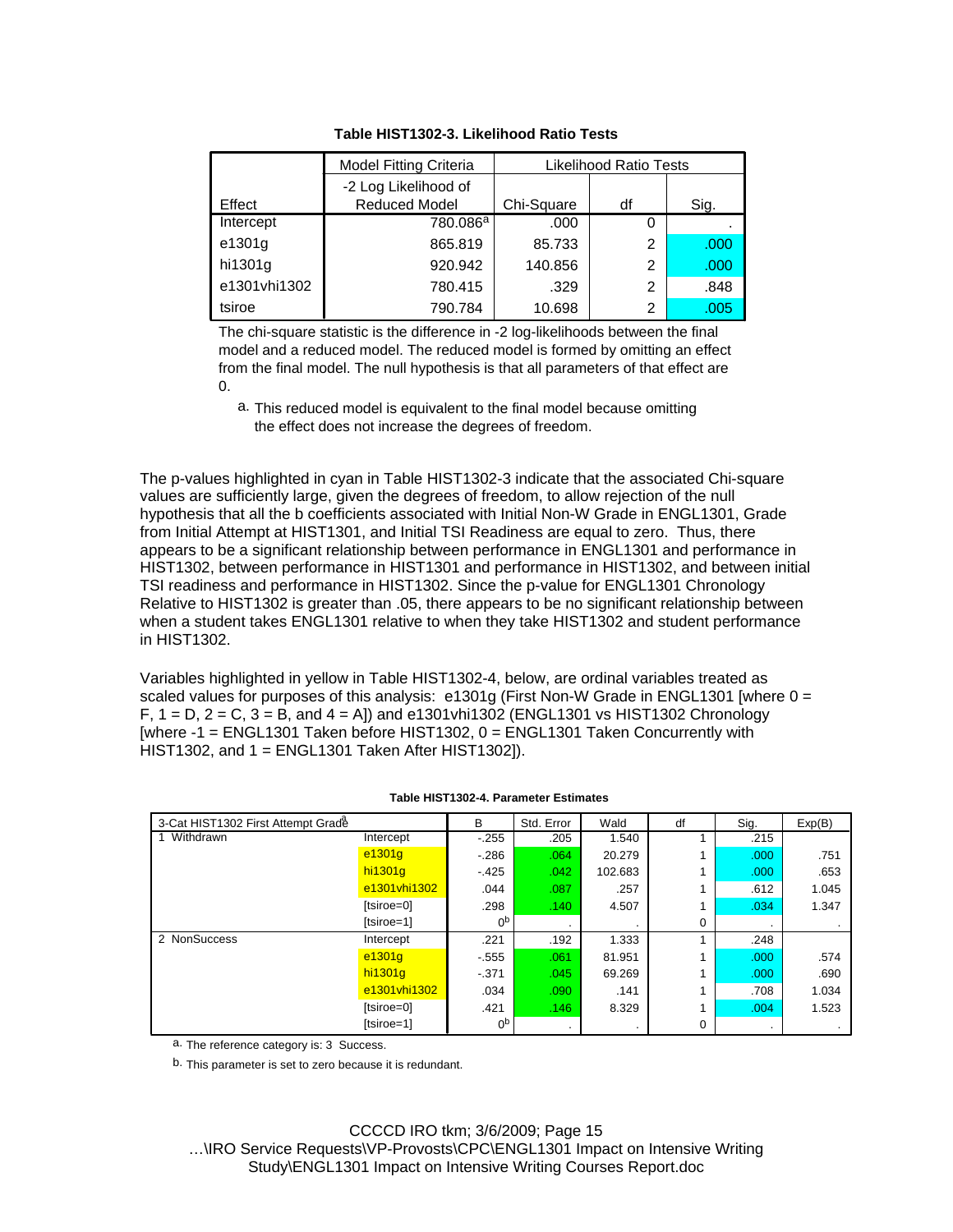**Table HIST1302-3. Likelihood Ratio Tests**

| Effect | Model Fitting Criteria | Likelihood Ratio Tests | | |
|---|---|---|---|---|
| | -2 Log Likelihood of Reduced Model | Chi-Square | df | Sig. |
| Intercept | 780.086[a] | .000 | 0 | . |
| e1301g | 865.819 | 85.733 | 2 | .000 |
| hi1301g | 920.942 | 140.856 | 2 | .000 |
| e1301vhi1302 | 780.415 | .329 | 2 | .848 |
| tsiroe | 790.784 | 10.698 | 2 | .005 |

The chi-square statistic is the difference in -2 log-likelihoods between the final model and a reduced model. The reduced model is formed by omitting an effect from the final model. The null hypothesis is that all parameters of that effect are 0.

a. This reduced model is equivalent to the final model because omitting the effect does not increase the degrees of freedom.

The p-values highlighted in cyan in Table HIST1302-3 indicate that the associated Chi-square values are sufficiently large, given the degrees of freedom, to allow rejection of the null hypothesis that all the b coefficients associated with Initial Non-W Grade in ENGL1301, Grade from Initial Attempt at HIST1301, and Initial TSI Readiness are equal to zero. Thus, there appears to be a significant relationship between performance in ENGL1301 and performance in HIST1302, between performance in HIST1301 and performance in HIST1302, and between initial TSI readiness and performance in HIST1302. Since the p-value for ENGL1301 Chronology Relative to HIST1302 is greater than .05, there appears to be no significant relationship between when a student takes ENGL1301 relative to when they take HIST1302 and student performance in HIST1302.

Variables highlighted in yellow in Table HIST1302-4, below, are ordinal variables treated as scaled values for purposes of this analysis: e1301g (First Non-W Grade in ENGL1301 [where 0 = F, 1 = D, 2 = C, 3 = B, and 4 = A]) and e1301vhi1302 (ENGL1301 vs HIST1302 Chronology [where -1 = ENGL1301 Taken before HIST1302, 0 = ENGL1301 Taken Concurrently with HIST1302, and 1 = ENGL1301 Taken After HIST1302]).

**Table HIST1302-4. Parameter Estimates**

| 3-Cat HIST1302 First Attempt Grade[a] | | B | Std. Error | Wald | df | Sig. | Exp(B) |
|---|---|---|---|---|---|---|---|
| 1 Withdrawn | Intercept | -.255 | .205 | 1.540 | 1 | .215 | |
| | e1301g | -.286 | .064 | 20.279 | 1 | .000 | .751 |
| | hi1301g | -.425 | .042 | 102.683 | 1 | .000 | .653 |
| | e1301vhi1302 | .044 | .087 | .257 | 1 | .612 | 1.045 |
| | [tsiroe=0] | .298 | .140 | 4.507 | 1 | .034 | 1.347 |
| | [tsiroe=1] | 0[b] | . | . | 0 | . | . |
| 2 NonSuccess | Intercept | .221 | .192 | 1.333 | 1 | .248 | |
| | e1301g | -.555 | .061 | 81.951 | 1 | .000 | .574 |
| | hi1301g | -.371 | .045 | 69.269 | 1 | .000 | .690 |
| | e1301vhi1302 | .034 | .090 | .141 | 1 | .708 | 1.034 |
| | [tsiroe=0] | .421 | .146 | 8.329 | 1 | .004 | 1.523 |
| | [tsiroe=1] | 0[b] | . | . | 0 | . | . |

a. The reference category is: 3 Success.

b. This parameter is set to zero because it is redundant.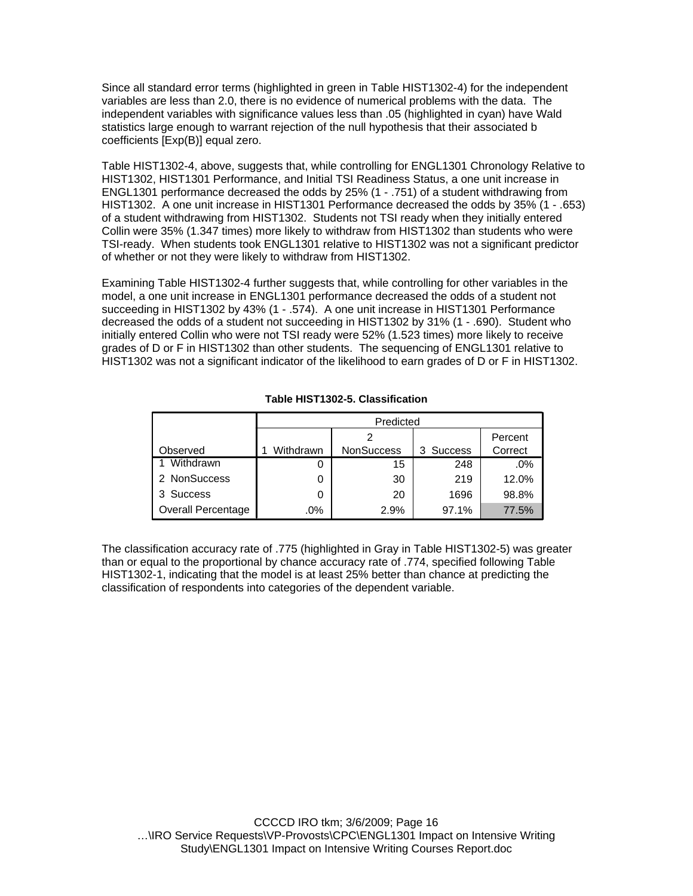Since all standard error terms (highlighted in green in Table HIST1302-4) for the independent variables are less than 2.0, there is no evidence of numerical problems with the data. The independent variables with significance values less than .05 (highlighted in cyan) have Wald statistics large enough to warrant rejection of the null hypothesis that their associated b coefficients [Exp(B)] equal zero.

Table HIST1302-4, above, suggests that, while controlling for ENGL1301 Chronology Relative to HIST1302, HIST1301 Performance, and Initial TSI Readiness Status, a one unit increase in ENGL1301 performance decreased the odds by 25% (1 - .751) of a student withdrawing from HIST1302. A one unit increase in HIST1301 Performance decreased the odds by 35% (1 - .653) of a student withdrawing from HIST1302. Students not TSI ready when they initially entered Collin were 35% (1.347 times) more likely to withdraw from HIST1302 than students who were TSI-ready. When students took ENGL1301 relative to HIST1302 was not a significant predictor of whether or not they were likely to withdraw from HIST1302.

Examining Table HIST1302-4 further suggests that, while controlling for other variables in the model, a one unit increase in ENGL1301 performance decreased the odds of a student not succeeding in HIST1302 by 43% (1 - .574). A one unit increase in HIST1301 Performance decreased the odds of a student not succeeding in HIST1302 by 31% (1 - .690). Student who initially entered Collin who were not TSI ready were 52% (1.523 times) more likely to receive grades of D or F in HIST1302 than other students. The sequencing of ENGL1301 relative to HIST1302 was not a significant indicator of the likelihood to earn grades of D or F in HIST1302.

**Table HIST1302-5. Classification**

| | Predicted | | | |
|---|---|---|---|---|
| Observed | 1 Withdrawn | 2 NonSuccess | 3 Success | Percent Correct |
| 1 Withdrawn | 0 | 15 | 248 | .0% |
| 2 NonSuccess | 0 | 30 | 219 | 12.0% |
| 3 Success | 0 | 20 | 1696 | 98.8% |
| Overall Percentage | .0% | 2.9% | 97.1% | 77.5% |

The classification accuracy rate of .775 (highlighted in Gray in Table HIST1302-5) was greater than or equal to the proportional by chance accuracy rate of .774, specified following Table HIST1302-1, indicating that the model is at least 25% better than chance at predicting the classification of respondents into categories of the dependent variable.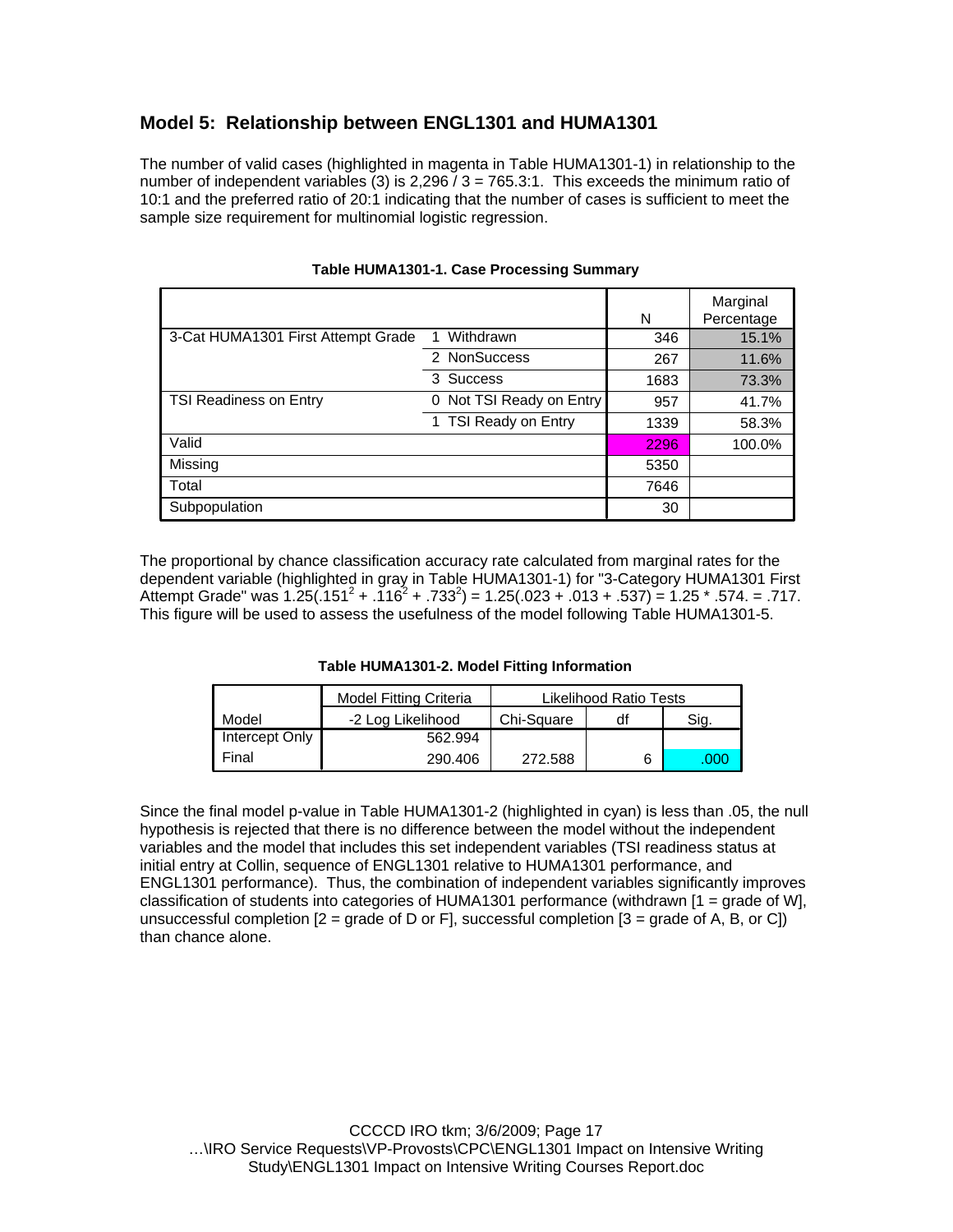## Model 5: Relationship between ENGL1301 and HUMA1301

The number of valid cases (highlighted in magenta in Table HUMA1301-1) in relationship to the number of independent variables (3) is 2,296 / 3 = 765.3:1. This exceeds the minimum ratio of 10:1 and the preferred ratio of 20:1 indicating that the number of cases is sufficient to meet the sample size requirement for multinomial logistic regression.

**Table HUMA1301-1. Case Processing Summary**

| | | N | Marginal Percentage |
|---|---|---|---|
| 3-Cat HUMA1301 First Attempt Grade | 1 Withdrawn | 346 | 15.1% |
| | 2 NonSuccess | 267 | 11.6% |
| | 3 Success | 1683 | 73.3% |
| TSI Readiness on Entry | 0 Not TSI Ready on Entry | 957 | 41.7% |
| | 1 TSI Ready on Entry | 1339 | 58.3% |
| Valid | | 2296 | 100.0% |
| Missing | | 5350 | |
| Total | | 7646 | |
| Subpopulation | | 30 | |

The proportional by chance classification accuracy rate calculated from marginal rates for the dependent variable (highlighted in gray in Table HUMA1301-1) for "3-Category HUMA1301 First Attempt Grade" was $1.25(.151^2 + .116^2 + .733^2) = 1.25(.023 + .013 + .537) = 1.25 * .574. = .717$. This figure will be used to assess the usefulness of the model following Table HUMA1301-5.

**Table HUMA1301-2. Model Fitting Information**

| | Model Fitting Criteria | Likelihood Ratio Tests | | |
|---|---|---|---|---|
| Model | -2 Log Likelihood | Chi-Square | df | Sig. |
| Intercept Only | 562.994 | | | |
| Final | 290.406 | 272.588 | 6 | .000 |

Since the final model p-value in Table HUMA1301-2 (highlighted in cyan) is less than .05, the null hypothesis is rejected that there is no difference between the model without the independent variables and the model that includes this set independent variables (TSI readiness status at initial entry at Collin, sequence of ENGL1301 relative to HUMA1301 performance, and ENGL1301 performance). Thus, the combination of independent variables significantly improves classification of students into categories of HUMA1301 performance (withdrawn [1 = grade of W], unsuccessful completion [2 = grade of D or F], successful completion [3 = grade of A, B, or C]) than chance alone.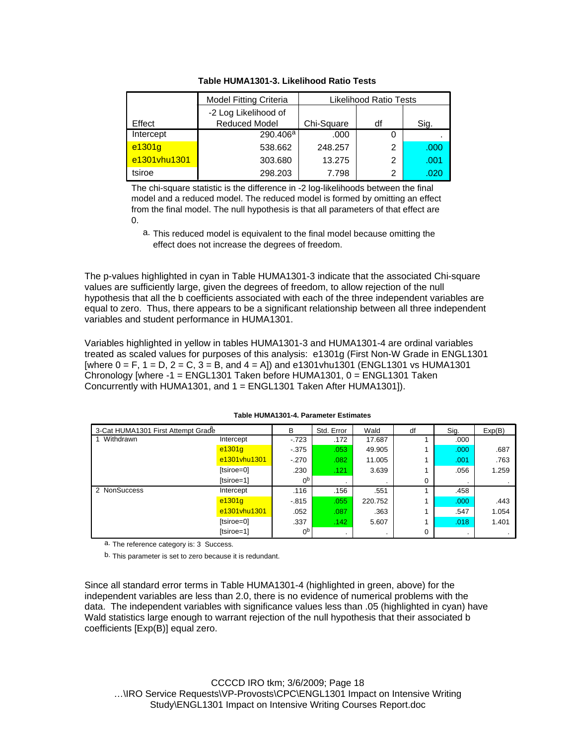**Table HUMA1301-3. Likelihood Ratio Tests**

| Effect | Model Fitting Criteria | Likelihood Ratio Tests | | |
|---|---|---|---|---|
| | -2 Log Likelihood of Reduced Model | Chi-Square | df | Sig. |
| Intercept | 290.406[a] | .000 | 0 | . |
| e1301g | 538.662 | 248.257 | 2 | .000 |
| e1301vhu1301 | 303.680 | 13.275 | 2 | .001 |
| tsiroe | 298.203 | 7.798 | 2 | .020 |

The chi-square statistic is the difference in -2 log-likelihoods between the final model and a reduced model. The reduced model is formed by omitting an effect from the final model. The null hypothesis is that all parameters of that effect are 0.

a. This reduced model is equivalent to the final model because omitting the effect does not increase the degrees of freedom.

The p-values highlighted in cyan in Table HUMA1301-3 indicate that the associated Chi-square values are sufficiently large, given the degrees of freedom, to allow rejection of the null hypothesis that all the b coefficients associated with each of the three independent variables are equal to zero. Thus, there appears to be a significant relationship between all three independent variables and student performance in HUMA1301.

Variables highlighted in yellow in tables HUMA1301-3 and HUMA1301-4 are ordinal variables treated as scaled values for purposes of this analysis: e1301g (First Non-W Grade in ENGL1301 [where 0 = F, 1 = D, 2 = C, 3 = B, and 4 = A]) and e1301vhu1301 (ENGL1301 vs HUMA1301 Chronology [where -1 = ENGL1301 Taken before HUMA1301, 0 = ENGL1301 Taken Concurrently with HUMA1301, and 1 = ENGL1301 Taken After HUMA1301]).

**Table HUMA1301-4. Parameter Estimates**

| 3-Cat HUMA1301 First Attempt Grade[a] | | B | Std. Error | Wald | df | Sig. | Exp(B) |
|---|---|---|---|---|---|---|---|
| 1 Withdrawn | Intercept | -.723 | .172 | 17.687 | 1 | .000 | |
| | e1301g | -.375 | .053 | 49.905 | 1 | .000 | .687 |
| | e1301vhu1301 | -.270 | .082 | 11.005 | 1 | .001 | .763 |
| | [tsiroe=0] | .230 | .121 | 3.639 | 1 | .056 | 1.259 |
| | [tsiroe=1] | 0[b] | . | . | 0 | . | . |
| 2 NonSuccess | Intercept | .116 | .156 | .551 | 1 | .458 | |
| | e1301g | -.815 | .055 | 220.752 | 1 | .000 | .443 |
| | e1301vhu1301 | .052 | .087 | .363 | 1 | .547 | 1.054 |
| | [tsiroe=0] | .337 | .142 | 5.607 | 1 | .018 | 1.401 |
| | [tsiroe=1] | 0[b] | . | . | 0 | . | . |

a. The reference category is: 3 Success.

b. This parameter is set to zero because it is redundant.

Since all standard error terms in Table HUMA1301-4 (highlighted in green, above) for the independent variables are less than 2.0, there is no evidence of numerical problems with the data. The independent variables with significance values less than .05 (highlighted in cyan) have Wald statistics large enough to warrant rejection of the null hypothesis that their associated b coefficients [Exp(B)] equal zero.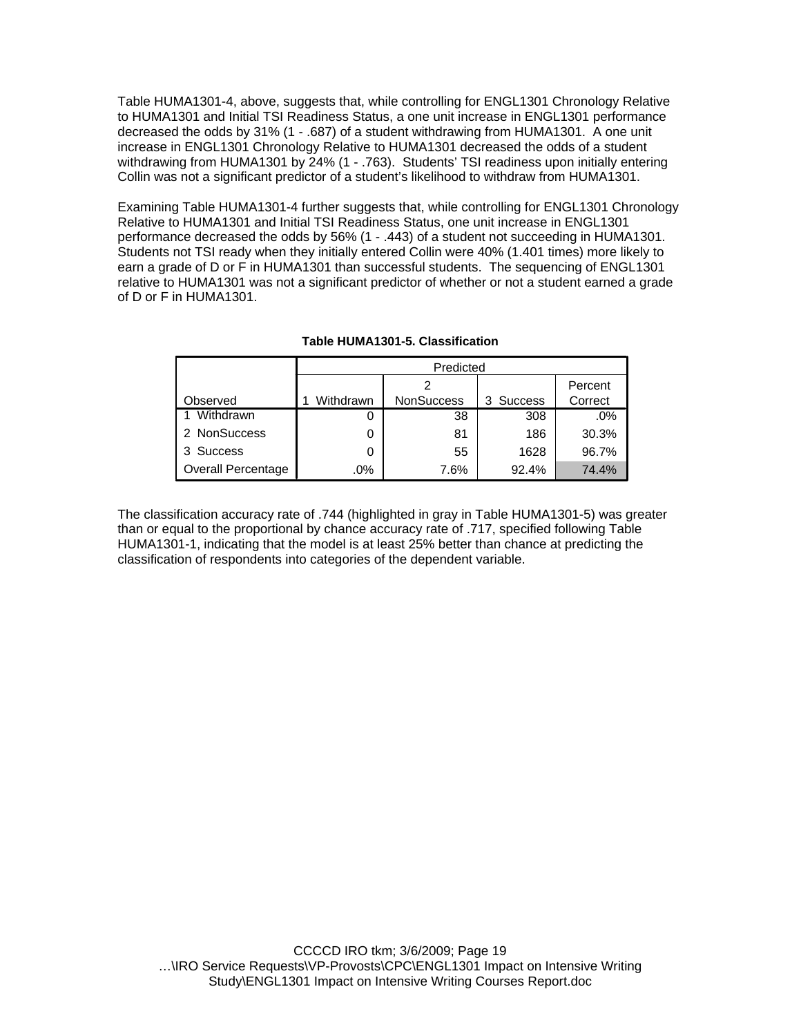Table HUMA1301-4, above, suggests that, while controlling for ENGL1301 Chronology Relative to HUMA1301 and Initial TSI Readiness Status, a one unit increase in ENGL1301 performance decreased the odds by 31% (1 - .687) of a student withdrawing from HUMA1301. A one unit increase in ENGL1301 Chronology Relative to HUMA1301 decreased the odds of a student withdrawing from HUMA1301 by 24% (1 - .763). Students' TSI readiness upon initially entering Collin was not a significant predictor of a student's likelihood to withdraw from HUMA1301.

Examining Table HUMA1301-4 further suggests that, while controlling for ENGL1301 Chronology Relative to HUMA1301 and Initial TSI Readiness Status, one unit increase in ENGL1301 performance decreased the odds by 56% (1 - .443) of a student not succeeding in HUMA1301. Students not TSI ready when they initially entered Collin were 40% (1.401 times) more likely to earn a grade of D or F in HUMA1301 than successful students. The sequencing of ENGL1301 relative to HUMA1301 was not a significant predictor of whether or not a student earned a grade of D or F in HUMA1301.

**Table HUMA1301-5. Classification**

| | Predicted | | | |
|---|---|---|---|---|
| Observed | 1 Withdrawn | 2 NonSuccess | 3 Success | Percent Correct |
| 1 Withdrawn | 0 | 38 | 308 | .0% |
| 2 NonSuccess | 0 | 81 | 186 | 30.3% |
| 3 Success | 0 | 55 | 1628 | 96.7% |
| Overall Percentage | .0% | 7.6% | 92.4% | 74.4% |

The classification accuracy rate of .744 (highlighted in gray in Table HUMA1301-5) was greater than or equal to the proportional by chance accuracy rate of .717, specified following Table HUMA1301-1, indicating that the model is at least 25% better than chance at predicting the classification of respondents into categories of the dependent variable.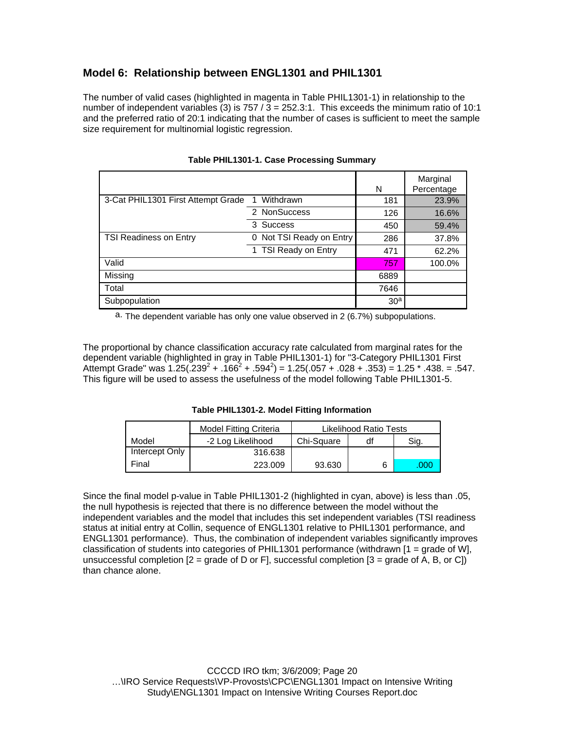## Model 6: Relationship between ENGL1301 and PHIL1301

The number of valid cases (highlighted in magenta in Table PHIL1301-1) in relationship to the number of independent variables (3) is 757 / 3 = 252.3:1. This exceeds the minimum ratio of 10:1 and the preferred ratio of 20:1 indicating that the number of cases is sufficient to meet the sample size requirement for multinomial logistic regression.

**Table PHIL1301-1. Case Processing Summary**

| | | N | Marginal Percentage |
|---|---|---|---|
| 3-Cat PHIL1301 First Attempt Grade | 1 Withdrawn | 181 | 23.9% |
| | 2 NonSuccess | 126 | 16.6% |
| | 3 Success | 450 | 59.4% |
| TSI Readiness on Entry | 0 Not TSI Ready on Entry | 286 | 37.8% |
| | 1 TSI Ready on Entry | 471 | 62.2% |
| Valid | | 757 | 100.0% |
| Missing | | 6889 | |
| Total | | 7646 | |
| Subpopulation | | 30[a] | |

a. The dependent variable has only one value observed in 2 (6.7%) subpopulations.

The proportional by chance classification accuracy rate calculated from marginal rates for the dependent variable (highlighted in gray in Table PHIL1301-1) for "3-Category PHIL1301 First Attempt Grade" was $1.25(.239^2 + .166^2 + .594^2) = 1.25(.057 + .028 + .353) = 1.25 * .438. = .547$. This figure will be used to assess the usefulness of the model following Table PHIL1301-5.

**Table PHIL1301-2. Model Fitting Information**

| | Model Fitting Criteria | Likelihood Ratio Tests | | |
|---|---|---|---|---|
| Model | -2 Log Likelihood | Chi-Square | df | Sig. |
| Intercept Only | 316.638 | | | |
| Final | 223.009 | 93.630 | 6 | .000 |

Since the final model p-value in Table PHIL1301-2 (highlighted in cyan, above) is less than .05, the null hypothesis is rejected that there is no difference between the model without the independent variables and the model that includes this set independent variables (TSI readiness status at initial entry at Collin, sequence of ENGL1301 relative to PHIL1301 performance, and ENGL1301 performance). Thus, the combination of independent variables significantly improves classification of students into categories of PHIL1301 performance (withdrawn [1 = grade of W], unsuccessful completion [2 = grade of D or F], successful completion [3 = grade of A, B, or C]) than chance alone.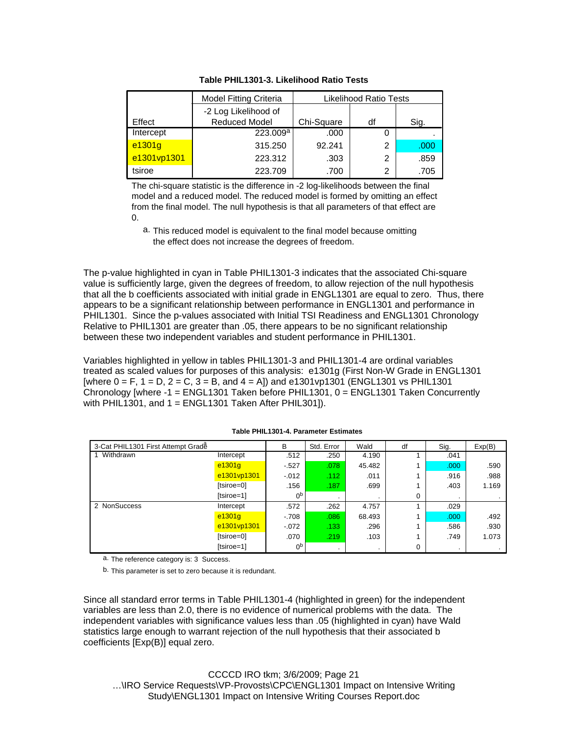**Table PHIL1301-3. Likelihood Ratio Tests**

| | Model Fitting Criteria | Likelihood Ratio Tests | | |
|---|---|---|---|---|
| Effect | -2 Log Likelihood of Reduced Model | Chi-Square | df | Sig. |
| Intercept | 223.009[a] | .000 | 0 | . |
| e1301g | 315.250 | 92.241 | 2 | .000 |
| e1301vp1301 | 223.312 | .303 | 2 | .859 |
| tsiroe | 223.709 | .700 | 2 | .705 |

The chi-square statistic is the difference in -2 log-likelihoods between the final model and a reduced model. The reduced model is formed by omitting an effect from the final model. The null hypothesis is that all parameters of that effect are 0.

a. This reduced model is equivalent to the final model because omitting the effect does not increase the degrees of freedom.

The p-value highlighted in cyan in Table PHIL1301-3 indicates that the associated Chi-square value is sufficiently large, given the degrees of freedom, to allow rejection of the null hypothesis that all the b coefficients associated with initial grade in ENGL1301 are equal to zero. Thus, there appears to be a significant relationship between performance in ENGL1301 and performance in PHIL1301. Since the p-values associated with Initial TSI Readiness and ENGL1301 Chronology Relative to PHIL1301 are greater than .05, there appears to be no significant relationship between these two independent variables and student performance in PHIL1301.

Variables highlighted in yellow in tables PHIL1301-3 and PHIL1301-4 are ordinal variables treated as scaled values for purposes of this analysis: e1301g (First Non-W Grade in ENGL1301 [where 0 = F, 1 = D, 2 = C, 3 = B, and 4 = A]) and e1301vp1301 (ENGL1301 vs PHIL1301 Chronology [where -1 = ENGL1301 Taken before PHIL1301, 0 = ENGL1301 Taken Concurrently with PHIL1301, and 1 = ENGL1301 Taken After PHIL301]).

**Table PHIL1301-4. Parameter Estimates**

| 3-Cat PHIL1301 First Attempt Grade[a] | | B | Std. Error | Wald | df | Sig. | Exp(B) |
|---|---|---|---|---|---|---|---|
| 1 Withdrawn | Intercept | .512 | .250 | 4.190 | 1 | .041 | |
| | e1301g | -.527 | .078 | 45.482 | 1 | .000 | .590 |
| | e1301vp1301 | -.012 | .112 | .011 | 1 | .916 | .988 |
| | [tsiroe=0] | .156 | .187 | .699 | 1 | .403 | 1.169 |
| | [tsiroe=1] | 0[b] | . | . | 0 | . | . |
| 2 NonSuccess | Intercept | .572 | .262 | 4.757 | 1 | .029 | |
| | e1301g | -.708 | .086 | 68.493 | 1 | .000 | .492 |
| | e1301vp1301 | -.072 | .133 | .296 | 1 | .586 | .930 |
| | [tsiroe=0] | .070 | .219 | .103 | 1 | .749 | 1.073 |
| | [tsiroe=1] | 0[b] | . | . | 0 | . | . |

a. The reference category is: 3 Success.

b. This parameter is set to zero because it is redundant.

Since all standard error terms in Table PHIL1301-4 (highlighted in green) for the independent variables are less than 2.0, there is no evidence of numerical problems with the data. The independent variables with significance values less than .05 (highlighted in cyan) have Wald statistics large enough to warrant rejection of the null hypothesis that their associated b coefficients [Exp(B)] equal zero.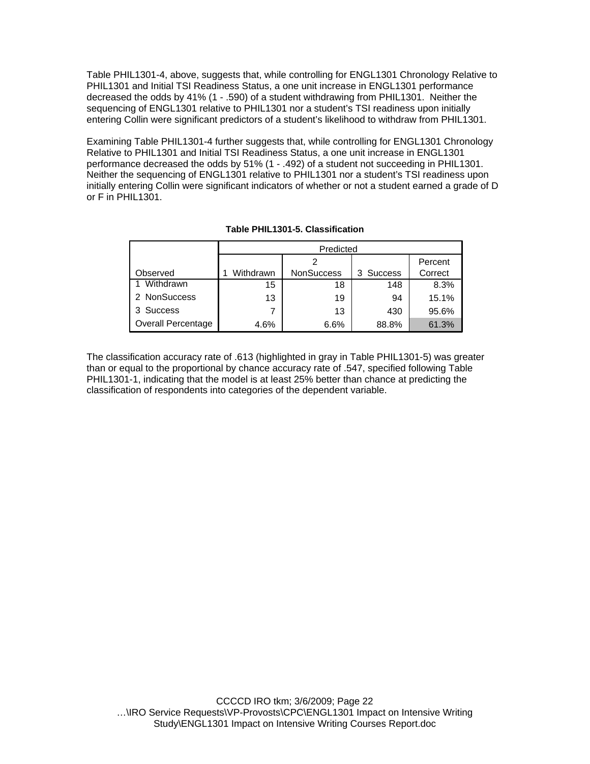Table PHIL1301-4, above, suggests that, while controlling for ENGL1301 Chronology Relative to PHIL1301 and Initial TSI Readiness Status, a one unit increase in ENGL1301 performance decreased the odds by 41% (1 - .590) of a student withdrawing from PHIL1301. Neither the sequencing of ENGL1301 relative to PHIL1301 nor a student's TSI readiness upon initially entering Collin were significant predictors of a student's likelihood to withdraw from PHIL1301.

Examining Table PHIL1301-4 further suggests that, while controlling for ENGL1301 Chronology Relative to PHIL1301 and Initial TSI Readiness Status, a one unit increase in ENGL1301 performance decreased the odds by 51% (1 - .492) of a student not succeeding in PHIL1301. Neither the sequencing of ENGL1301 relative to PHIL1301 nor a student's TSI readiness upon initially entering Collin were significant indicators of whether or not a student earned a grade of D or F in PHIL1301.

**Table PHIL1301-5. Classification**

| | Predicted | | | |
|---|---|---|---|---|
| Observed | 1 Withdrawn | 2 NonSuccess | 3 Success | Percent Correct |
| 1 Withdrawn | 15 | 18 | 148 | 8.3% |
| 2 NonSuccess | 13 | 19 | 94 | 15.1% |
| 3 Success | 7 | 13 | 430 | 95.6% |
| Overall Percentage | 4.6% | 6.6% | 88.8% | 61.3% |

The classification accuracy rate of .613 (highlighted in gray in Table PHIL1301-5) was greater than or equal to the proportional by chance accuracy rate of .547, specified following Table PHIL1301-1, indicating that the model is at least 25% better than chance at predicting the classification of respondents into categories of the dependent variable.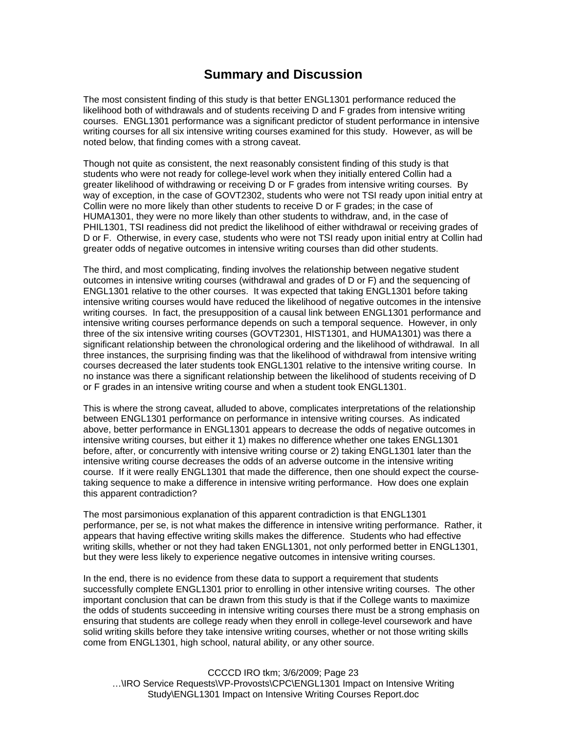# Summary and Discussion

The most consistent finding of this study is that better ENGL1301 performance reduced the likelihood both of withdrawals and of students receiving D and F grades from intensive writing courses. ENGL1301 performance was a significant predictor of student performance in intensive writing courses for all six intensive writing courses examined for this study. However, as will be noted below, that finding comes with a strong caveat.

Though not quite as consistent, the next reasonably consistent finding of this study is that students who were not ready for college-level work when they initially entered Collin had a greater likelihood of withdrawing or receiving D or F grades from intensive writing courses. By way of exception, in the case of GOVT2302, students who were not TSI ready upon initial entry at Collin were no more likely than other students to receive D or F grades; in the case of HUMA1301, they were no more likely than other students to withdraw, and, in the case of PHIL1301, TSI readiness did not predict the likelihood of either withdrawal or receiving grades of D or F. Otherwise, in every case, students who were not TSI ready upon initial entry at Collin had greater odds of negative outcomes in intensive writing courses than did other students.

The third, and most complicating, finding involves the relationship between negative student outcomes in intensive writing courses (withdrawal and grades of D or F) and the sequencing of ENGL1301 relative to the other courses. It was expected that taking ENGL1301 before taking intensive writing courses would have reduced the likelihood of negative outcomes in the intensive writing courses. In fact, the presupposition of a causal link between ENGL1301 performance and intensive writing courses performance depends on such a temporal sequence. However, in only three of the six intensive writing courses (GOVT2301, HIST1301, and HUMA1301) was there a significant relationship between the chronological ordering and the likelihood of withdrawal. In all three instances, the surprising finding was that the likelihood of withdrawal from intensive writing courses decreased the later students took ENGL1301 relative to the intensive writing course. In no instance was there a significant relationship between the likelihood of students receiving of D or F grades in an intensive writing course and when a student took ENGL1301.

This is where the strong caveat, alluded to above, complicates interpretations of the relationship between ENGL1301 performance on performance in intensive writing courses. As indicated above, better performance in ENGL1301 appears to decrease the odds of negative outcomes in intensive writing courses, but either it 1) makes no difference whether one takes ENGL1301 before, after, or concurrently with intensive writing course or 2) taking ENGL1301 later than the intensive writing course decreases the odds of an adverse outcome in the intensive writing course. If it were really ENGL1301 that made the difference, then one should expect the course-taking sequence to make a difference in intensive writing performance. How does one explain this apparent contradiction?

The most parsimonious explanation of this apparent contradiction is that ENGL1301 performance, per se, is not what makes the difference in intensive writing performance. Rather, it appears that having effective writing skills makes the difference. Students who had effective writing skills, whether or not they had taken ENGL1301, not only performed better in ENGL1301, but they were less likely to experience negative outcomes in intensive writing courses.

In the end, there is no evidence from these data to support a requirement that students successfully complete ENGL1301 prior to enrolling in other intensive writing courses. The other important conclusion that can be drawn from this study is that if the College wants to maximize the odds of students succeeding in intensive writing courses there must be a strong emphasis on ensuring that students are college ready when they enroll in college-level coursework and have solid writing skills before they take intensive writing courses, whether or not those writing skills come from ENGL1301, high school, natural ability, or any other source.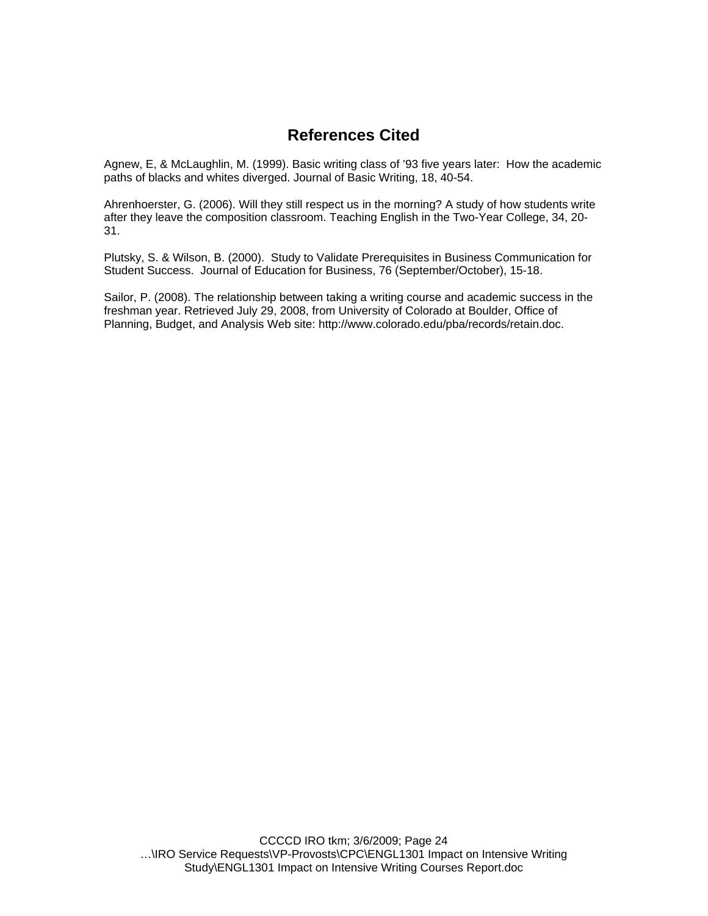## References Cited

Agnew, E, & McLaughlin, M. (1999). Basic writing class of '93 five years later: How the academic paths of blacks and whites diverged. Journal of Basic Writing, 18, 40-54.

Ahrenhoerster, G. (2006). Will they still respect us in the morning? A study of how students write after they leave the composition classroom. Teaching English in the Two-Year College, 34, 20-31.

Plutsky, S. & Wilson, B. (2000). Study to Validate Prerequisites in Business Communication for Student Success. Journal of Education for Business, 76 (September/October), 15-18.

Sailor, P. (2008). The relationship between taking a writing course and academic success in the freshman year. Retrieved July 29, 2008, from University of Colorado at Boulder, Office of Planning, Budget, and Analysis Web site: http://www.colorado.edu/pba/records/retain.doc.